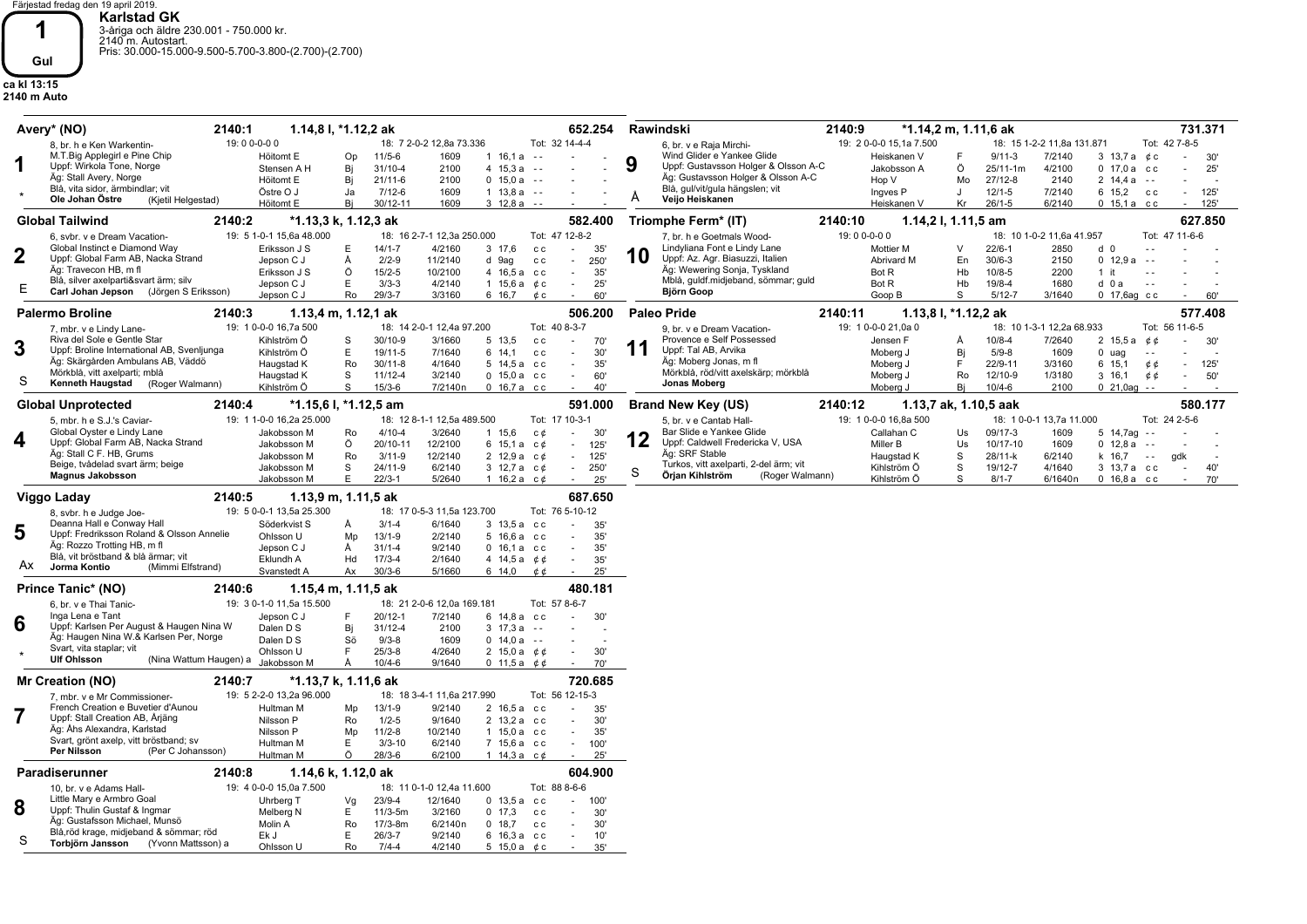Färjestad fredag den 19 april 2019.

# 1

**Gul**

ca kl 13:15
2140 m Auto

## Karlstad GK

3-åriga och äldre 230.001 - 750.000 kr.
2140 m. Autostart.
Pris: 30.000-15.000-9.500-5.700-3.800-(2.700)-(2.700)

### 1 Avery* (NO) — 2140:1 — 1.14,8 l, *1.12,2 ak — 652.254

8, br. h e Ken Warkentin-M.T.Big Applegirl e Pine Chip
Uppf: Wirkola Tone, Norge
Äg: Stall Avery, Norge
Blå, vita sidor, ärmbindlar; vit
**Ole Johan Östre** (Kjetil Helgestad)
19: 0 0-0-0 0 — 18: 7 2-0-2 12,8a 73.336 — Tot: 32 14-4-4

| Kusk | | Datum | Lopp | Dist | Plac/Tid | | | |
|---|---|---|---|---|---|---|---|---|
| Höitomt E | Op | 11/5-6 | 1609 | 1 16,1 a | - - | - | - |
| Stensen A H | Bj | 31/10-4 | 2100 | 4 15,3 a | - - | - | - |
| Höitomt E | Bj | 21/11-6 | 2100 | 0 15,0 a | - - | - | - |
| Östre O J | Ja | 7/12-6 | 1609 | 1 13,8 a | - - | - | - |
| Höitomt E | Bj | 30/12-11 | 1609 | 3 12,8 a | - - | - | - |

### 2 Global Tailwind — 2140:2 — *1.13,3 k, 1.12,3 ak — 582.400

6, svbr. v e Dream Vacation-Global Instinct e Diamond Way
Uppf: Global Farm AB, Nacka Strand
Äg: Travecon HB, m fl
Blå, silver axelparti&svart ärm; silv
**Carl Johan Jepson** (Jörgen S Eriksson)
19: 5 1-0-1 15,6a 48.000 — 18: 16 2-7-1 12,3a 250.000 — Tot: 47 12-8-2

| Kusk | | Datum | Lopp | Dist | Plac/Tid | | | |
|---|---|---|---|---|---|---|---|---|
| Eriksson J S | E | 14/1-7 | 4/2160 | 3 17,6 | c c | - | 35' |
| Jepson C J | Å | 2/2-9 | 11/2140 | d 9ag | c c | - | 250' |
| Eriksson J S | Ö | 15/2-5 | 10/2100 | 4 16,5 a | c c | - | 35' |
| Jepson C J | E | 3/3-3 | 4/2140 | 1 15,6 a | ¢ c | - | 25' |
| Jepson C J | Ro | 29/3-7 | 3/3160 | 6 16,7 | ¢ c | - | 60' |

### 3 Palermo Broline — 2140:3 — 1.13,4 m, 1.12,1 ak — 506.200

7, mbr. v e Lindy Lane-Riva del Sole e Gentle Star
Uppf: Broline International AB, Svenljunga
Äg: Skärgården Ambulans AB, Väddö
Mörkblå, vitt axelparti; mblå
**Kenneth Haugstad** (Roger Walmann)
19: 1 0-0-0 16,7a 500 — 18: 14 2-0-1 12,4a 97.200 — Tot: 40 8-3-7

| Kusk | | Datum | Lopp | Dist | Plac/Tid | | | |
|---|---|---|---|---|---|---|---|---|
| Kihlström Ö | S | 30/10-9 | 3/1660 | 5 13,5 | c c | - | 70' |
| Kihlström Ö | E | 19/11-5 | 7/1640 | 6 14,1 | c c | - | 30' |
| Haugstad K | Ro | 30/11-8 | 4/1640 | 5 14,5 a | c c | - | 35' |
| Haugstad K | S | 11/12-4 | 3/2140 | 0 15,0 a | c c | - | 60' |
| Kihlström Ö | S | 15/3-6 | 7/2140n | 0 16,7 a | c c | - | 40' |

### 4 Global Unprotected — 2140:4 — *1.15,6 l, *1.12,5 am — 591.000

5, mbr. v e S.J.'s Caviar-Global Oyster e Lindy Lane
Uppf: Global Farm AB, Nacka Strand
Äg: Stall C F. HB, Grums
Beige, tvådelad svart ärm; beige
**Magnus Jakobsson**
19: 1 1-0-0 16,2a 25.000 — 18: 12 8-1-1 12,5a 489.500 — Tot: 17 10-3-1

| Kusk | | Datum | Lopp | Dist | Plac/Tid | | | |
|---|---|---|---|---|---|---|---|---|
| Jakobsson M | Ro | 4/10-4 | 3/2640 | 1 15,6 | c ¢ | - | 30' |
| Jakobsson M | Ö | 20/10-11 | 12/2100 | 6 15,1 a | c ¢ | - | 125' |
| Jakobsson M | Ro | 3/11-9 | 12/2140 | 2 12,9 a | c ¢ | - | 125' |
| Jakobsson M | S | 24/11-9 | 6/2140 | 3 12,7 a | c ¢ | - | 250' |
| Jakobsson M | E | 22/3-1 | 5/2640 | 1 16,2 a | c ¢ | - | 25' |

### 5 Viggo Laday — 2140:5 — 1.13,9 m, 1.11,5 ak — 687.650

8, svbr. h e Judge Joe-Deanna Hall e Conway Hall
Uppf: Fredriksson Roland & Olsson Annelie
Äg: Rozzo Trotting HB, m fl
Blå, vit bröstband & blå ärmar; vit
**Jorma Kontio** (Mimmi Elfstrand)
19: 5 0-0-1 13,5a 25.300 — 18: 17 0-5-3 11,5a 123.700 — Tot: 76 5-10-12

| Kusk | | Datum | Lopp | Dist | Plac/Tid | | | |
|---|---|---|---|---|---|---|---|---|
| Söderkvist S | Å | 3/1-4 | 6/1640 | 3 13,5 a | c c | - | 35' |
| Ohlsson U | Mp | 13/1-9 | 2/2140 | 5 16,6 a | c c | - | 35' |
| Jepson C J | Å | 31/1-4 | 9/2140 | 0 16,1 a | c c | - | 35' |
| Eklundh A | Hd | 17/3-4 | 2/1640 | 4 14,5 a | ¢ ¢ | - | 35' |
| Svanstedt A | Ax | 30/3-6 | 5/1660 | 6 14,0 | ¢ ¢ | - | 25' |

### 6 Prince Tanic* (NO) — 2140:6 — 1.15,4 m, 1.11,5 ak — 480.181

6, br. v e Thai Tanic-Inga Lena e Tant
Uppf: Karlsen Per August & Haugen Nina W
Äg: Haugen Nina W.& Karlsen Per, Norge
Svart, vita staplar; vit
**Ulf Ohlsson** (Nina Wattum Haugen) a
19: 3 0-1-0 11,5a 15.500 — 18: 21 2-0-6 12,0a 169.181 — Tot: 57 8-6-7

| Kusk | | Datum | Lopp | Dist | Plac/Tid | | | |
|---|---|---|---|---|---|---|---|---|
| Jepson C J | F | 20/12-1 | 7/2140 | 6 14,8 a | c c | - | 30' |
| Dalen D S | Bj | 31/12-4 | 2100 | 3 17,3 a | - - | - | - |
| Dalen D S | Sö | 9/3-8 | 1609 | 0 14,0 a | - - | - | - |
| Ohlsson U | F | 25/3-8 | 4/2640 | 2 15,0 a | ¢ ¢ | - | 30' |
| Jakobsson M | Å | 10/4-6 | 9/1640 | 0 11,5 a | ¢ ¢ | - | 70' |

### 7 Mr Creation (NO) — 2140:7 — *1.13,7 k, 1.11,6 ak — 720.685

7, mbr. v e Mr Commissioner-French Creation e Buvetier d'Aunou
Uppf: Stall Creation AB, Årjäng
Äg: Åhs Alexandra, Karlstad
Svart, grönt axelp, vitt bröstband; sv
**Per Nilsson** (Per C Johansson)
19: 5 2-2-0 13,2a 96.000 — 18: 18 3-4-1 11,6a 217.990 — Tot: 56 12-15-3

| Kusk | | Datum | Lopp | Dist | Plac/Tid | | | |
|---|---|---|---|---|---|---|---|---|
| Hultman M | Mp | 13/1-9 | 9/2140 | 2 16,5 a | c c | - | 35' |
| Nilsson P | Ro | 1/2-5 | 9/1640 | 2 13,2 a | c c | - | 30' |
| Nilsson P | Mp | 11/2-8 | 10/2140 | 1 15,0 a | c c | - | 35' |
| Hultman M | E | 3/3-10 | 6/2140 | 7 15,6 a | c c | - | 100' |
| Hultman M | Ö | 28/3-6 | 6/2100 | 1 14,3 a | c ¢ | - | 25' |

### 8 Paradiserunner — 2140:8 — 1.14,6 k, 1.12,0 ak — 604.900

10, br. v e Adams Hall-Little Mary e Armbro Goal
Uppf: Thulin Gustaf & Ingmar
Äg: Gustafsson Michael, Munsö
Blå,röd krage, midjeband & sömmar; röd
**Torbjörn Jansson** (Yvonn Mattsson) a
19: 4 0-0-0 15,0a 7.500 — 18: 11 0-1-0 12,4a 11.600 — Tot: 88 8-6-6

| Kusk | | Datum | Lopp | Dist | Plac/Tid | | | |
|---|---|---|---|---|---|---|---|---|
| Uhrberg T | Vg | 23/9-4 | 12/1640 | 0 13,5 a | c c | - | 100' |
| Melberg N | E | 11/3-5m | 3/2160 | 0 17,3 | c c | - | 30' |
| Molin A | Ro | 17/3-8m | 6/2140n | 0 18,7 | c c | - | 30' |
| Ek J | E | 26/3-7 | 9/2140 | 6 16,3 a | c c | - | 10' |
| Ohlsson U | Ro | 7/4-4 | 4/2140 | 5 15,0 a | ¢ c | - | 35' |

### 9 Rawindski — 2140:9 — *1.14,2 m, 1.11,6 ak — 731.371

6, br. v e Raja Mirchi-Wind Glider e Yankee Glide
Uppf: Gustavsson Holger & Olsson A-C
Äg: Gustavsson Holger & Olsson A-C
Blå, gul/vit/gula hängslen; vit
**Veijo Heiskanen**
19: 2 0-0-0 15,1a 7.500 — 18: 15 1-2-2 11,8a 131.871 — Tot: 42 7-8-5

| Kusk | | Datum | Lopp | Dist | Plac/Tid | | | |
|---|---|---|---|---|---|---|---|---|
| Heiskanen V | F | 9/11-3 | 7/2140 | 3 13,7 a | ¢ c | - | 30' |
| Jakobsson A | Ö | 25/11-1m | 4/2100 | 0 17,0 a | c c | - | 25' |
| Hop V | Mo | 27/12-8 | 2140 | 2 14,4 a | - - | - | - |
| Ingves P | J | 12/1-5 | 7/2140 | 6 15,2 | c c | - | 125' |
| Heiskanen V | Kr | 26/1-5 | 6/2140 | 0 15,1 a | c c | - | 125' |

### 10 Triomphe Ferm* (IT) — 2140:10 — 1.14,2 l, 1.11,5 am — 627.850

7, br. h e Goetmals Wood-Lindyliana Font e Lindy Lane
Uppf: Az. Agr. Biasuzzi, Italien
Äg: Wewering Sonja, Tyskland
Mblå, guldf.midjeband, sömmar; guld
**Björn Goop**
19: 0 0-0-0 0 — 18: 10 1-0-2 11,6a 41.957 — Tot: 47 11-6-6

| Kusk | | Datum | Lopp | Dist | Plac/Tid | | | |
|---|---|---|---|---|---|---|---|---|
| Mottier M | V | 22/6-1 | 2850 | d 0 | - - | - | - |
| Abrivard M | En | 30/6-3 | 2150 | 0 12,9 a | - - | - | - |
| Bot R | Hb | 10/8-5 | 2200 | 1 it | - - | - | - |
| Bot R | Hb | 19/8-4 | 1680 | d 0 a | - - | - | - |
| Goop B | S | 5/12-7 | 3/1640 | 0 17,6ag | c c | - | 60' |

### 11 Paleo Pride — 2140:11 — 1.13,8 l, *1.12,2 ak — 577.408

9, br. v e Dream Vacation-Provence e Self Possessed
Uppf: Tal AB, Arvika
Äg: Moberg Jonas, m fl
Mörkblå, röd/vitt axelskärp; mörkblå
**Jonas Moberg**
19: 1 0-0-0 21,0a 0 — 18: 10 1-3-1 12,2a 68.933 — Tot: 56 11-6-5

| Kusk | | Datum | Lopp | Dist | Plac/Tid | | | |
|---|---|---|---|---|---|---|---|---|
| Jensen F | Å | 10/8-4 | 7/2640 | 2 15,5 a | ¢ ¢ | - | 30' |
| Moberg J | Bj | 5/9-8 | 1609 | 0 uag | - - | - | - |
| Moberg J | F | 22/9-11 | 3/3160 | 6 15,1 | ¢ ¢ | - | 125' |
| Moberg J | Ro | 12/10-9 | 1/3180 | 3 16,1 | ¢ ¢ | - | 50' |
| Moberg J | Bj | 10/4-6 | 2100 | 0 21,0ag | - - | - | - |

### 12 Brand New Key (US) — 2140:12 — 1.13,7 ak, 1.10,5 aak — 580.177

5, br. v e Cantab Hall-Bar Slide e Yankee Glide
Uppf: Caldwell Fredericka V, USA
Äg: SRF Stable
Turkos, vitt axelparti, 2-del ärm; vit
**Örjan Kihlström** (Roger Walmann)
19: 1 0-0-0 16,8a 500 — 18: 1 0-0-1 13,7a 11.000 — Tot: 24 2-5-6

| Kusk | | Datum | Lopp | Dist | Plac/Tid | | | |
|---|---|---|---|---|---|---|---|---|
| Callahan C | Us | 09/17-3 | 1609 | 5 14,7ag | - - | - | - |
| Miller B | Us | 10/17-10 | 1609 | 0 12,8 a | - - | - | - |
| Haugstad K | S | 28/11-k | 6/2140 | k 16,7 | - - | gdk | - |
| Kihlström Ö | S | 19/12-7 | 4/1640 | 3 13,7 a | c c | - | 40' |
| Kihlström Ö | S | 8/1-7 | 6/1640n | 0 16,8 a | c c | - | 70' |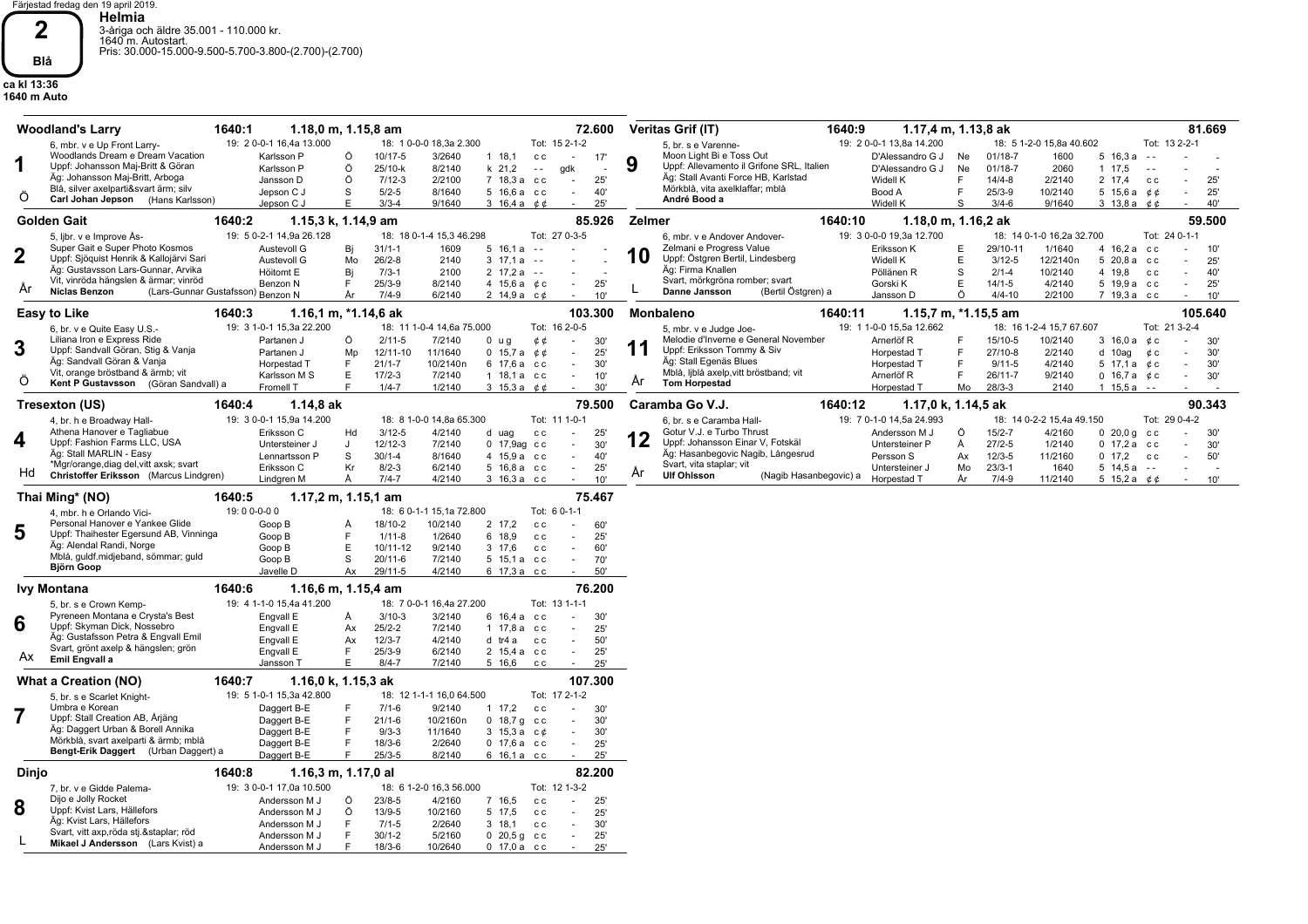Färjestad fredag den 19 april 2019.

**2**
**Blå**
ca kl 13:36
1640 m Auto

## Helmia

3-åriga och äldre 35.001 - 110.000 kr.
1640 m. Autostart.
Pris: 30.000-15.000-9.500-5.700-3.800-(2.700)-(2.700)

---

### 1 Woodland's Larry — 1640:1 — 1.18,0 m, 1.15,8 am — 72.600

6, mbr. v e Up Front Larry-Woodlands Dream e Dream Vacation
Uppf: Johansson Maj-Britt & Göran
Äg: Johansson Maj-Britt, Arboga
Blå, silver axelparti&svart ärm; silv
**Carl Johan Jepson** (Hans Karlsson)
Ö
19: 2 0-0-1 16,4a 13.000 | 18: 1 0-0-0 18,3a 2.300 | Tot: 15 2-1-2

| Kusk | | Datum | Lopp | Plac/Tid | Odds | | |
|---|---|---|---|---|---|---|---|
| Karlsson P | Ö | 10/17-5 | 3/2640 | 1 18,1 | c c | - | 17' |
| Karlsson P | Ö | 25/10-k | 8/2140 | k 21,2 | - - | gdk | - |
| Jansson D | Ö | 7/12-3 | 2/2100 | 7 18,3 a | c c | - | 25' |
| Jepson C J | S | 5/2-5 | 8/1640 | 5 16,6 a | c c | - | 40' |
| Jepson C J | E | 3/3-4 | 9/1640 | 3 16,4 a | ¢ ¢ | - | 25' |

### 2 Golden Gait — 1640:2 — 1.15,3 k, 1.14,9 am — 85.926

5, ljbr. v e Improve Ås-Super Gait e Super Photo Kosmos
Uppf: Sjöquist Henrik & Kallojärvi Sari
Äg: Gustavsson Lars-Gunnar, Arvika
Vit, vinröda hängslen & ärmar; vinröd
**Niclas Benzon** (Lars-Gunnar Gustafsson)
År
19: 5 0-2-1 14,9a 26.128 | 18: 18 0-1-4 15,3 46.298 | Tot: 27 0-3-5

| Kusk | | Datum | Lopp | Plac/Tid | Odds | | |
|---|---|---|---|---|---|---|---|
| Austevoll G | Bj | 31/1-1 | 1609 | 5 16,1 a | - - | - | - |
| Austevoll G | Mo | 26/2-8 | 2140 | 3 17,1 a | - - | - | - |
| Höitomt E | Bj | 7/3-1 | 2100 | 2 17,2 a | - - | - | - |
| Benzon N | F | 25/3-9 | 8/2140 | 4 15,6 a | ¢ c | - | 25' |
| Benzon N | År | 7/4-9 | 6/2140 | 2 14,9 a | c ¢ | - | 10' |

### 3 Easy to Like — 1640:3 — 1.16,1 m, *1.14,6 ak — 103.300

6, br. v e Quite Easy U.S.-Liliana Iron e Express Ride
Uppf: Sandvall Göran, Stig & Vanja
Äg: Sandvall Göran & Vanja
Vit, orange bröstband & ärmb; vit
**Kent P Gustavsson** (Göran Sandvall) a
Ö
19: 3 1-0-1 15,3a 22.200 | 18: 11 1-0-4 14,6a 75.000 | Tot: 16 2-0-5

| Kusk | | Datum | Lopp | Plac/Tid | Odds | | |
|---|---|---|---|---|---|---|---|
| Partanen J | Ö | 2/11-5 | 7/2140 | 0 u g | ¢ ¢ | - | 30' |
| Partanen J | Mp | 12/11-10 | 11/1640 | 0 15,7 a | ¢ ¢ | - | 25' |
| Horpestad T | F | 21/1-7 | 10/2140n | 6 17,6 a | c c | - | 30' |
| Karlsson M S | E | 17/2-3 | 7/2140 | 1 18,1 a | c c | - | 10' |
| Fromell T | F | 1/4-7 | 1/2140 | 3 15,3 a | ¢ ¢ | - | 30' |

### 4 Tresexton (US) — 1640:4 — 1.14,8 ak — 79.500

4, br. h e Broadway Hall-Athena Hanover e Tagliabue
Uppf: Fashion Farms LLC, USA
Äg: Stall MARLIN - Easy
*Mgr/orange,diag del,vitt axsk; svart
**Christoffer Eriksson** (Marcus Lindgren)
Hd
19: 3 0-0-1 15,9a 14.200 | 18: 8 1-0-0 14,8a 65.300 | Tot: 11 1-0-1

| Kusk | | Datum | Lopp | Plac/Tid | Odds | | |
|---|---|---|---|---|---|---|---|
| Eriksson C | Hd | 3/12-5 | 4/2140 | d uag | c c | - | 25' |
| Untersteiner J | J | 12/12-3 | 7/2140 | 0 17,9ag | c c | - | 30' |
| Lennartsson P | S | 30/1-4 | 8/1640 | 4 15,9 a | c c | - | 40' |
| Eriksson C | Kr | 8/2-3 | 6/2140 | 5 16,8 a | c c | - | 25' |
| Lindgren M | Å | 7/4-7 | 4/2140 | 3 16,3 a | c c | - | 10' |

### 5 Thai Ming* (NO) — 1640:5 — 1.17,2 m, 1.15,1 am — 75.467

4, mbr. h e Orlando Vici-Personal Hanover e Yankee Glide
Uppf: Thaihester Egersund AB, Vinninga
Äg: Alendal Randi, Norge
Mblå, guldf.midjeband, sömmar; guld
**Björn Goop**
19: 0 0-0-0 0 | 18: 6 0-1-1 15,1a 72.800 | Tot: 6 0-1-1

| Kusk | | Datum | Lopp | Plac/Tid | Odds | | |
|---|---|---|---|---|---|---|---|
| Goop B | Å | 18/10-2 | 10/2140 | 2 17,2 | c c | - | 60' |
| Goop B | F | 1/11-8 | 1/2640 | 6 18,9 | c c | - | 25' |
| Goop B | E | 10/11-12 | 9/2140 | 3 17,6 | c c | - | 60' |
| Goop B | S | 20/11-6 | 7/2140 | 5 15,1 a | c c | - | 70' |
| Javelle D | Ax | 29/11-5 | 4/2140 | 6 17,3 a | c c | - | 50' |

### 6 Ivy Montana — 1640:6 — 1.16,6 m, 1.15,4 am — 76.200

5, br. s e Crown Kemp-Pyreneen Montana e Crysta's Best
Uppf: Skyman Dick, Nossebro
Äg: Gustafsson Petra & Engvall Emil
Svart, grönt axelp & hängslen; grön
**Emil Engvall a**
Ax
19: 4 1-1-0 15,4a 41.200 | 18: 7 0-0-1 16,4a 27.200 | Tot: 13 1-1-1

| Kusk | | Datum | Lopp | Plac/Tid | Odds | | |
|---|---|---|---|---|---|---|---|
| Engvall E | Å | 3/10-3 | 3/2140 | 6 16,4 a | c c | - | 30' |
| Engvall E | Ax | 25/2-2 | 7/2140 | 1 17,8 a | c c | - | 25' |
| Engvall E | Ax | 12/3-7 | 4/2140 | d tr4 a | c c | - | 50' |
| Engvall E | F | 25/3-9 | 6/2140 | 2 15,4 a | c c | - | 25' |
| Jansson T | E | 8/4-7 | 7/2140 | 5 16,6 | c c | - | 25' |

### 7 What a Creation (NO) — 1640:7 — 1.16,0 k, 1.15,3 ak — 107.300

5, br. s e Scarlet Knight-Umbra e Korean
Uppf: Stall Creation AB, Årjäng
Äg: Daggert Urban & Borell Annika
Mörkblå, svart axelparti & ärmb; mblå
**Bengt-Erik Daggert** (Urban Daggert) a
19: 5 1-0-1 15,3a 42.800 | 18: 12 1-1-1 16,0 64.500 | Tot: 17 2-1-2

| Kusk | | Datum | Lopp | Plac/Tid | Odds | | |
|---|---|---|---|---|---|---|---|
| Daggert B-E | F | 7/1-6 | 9/2140 | 1 17,2 | c c | - | 30' |
| Daggert B-E | F | 21/1-6 | 10/2160n | 0 18,7 g | c c | - | 30' |
| Daggert B-E | F | 9/3-3 | 11/1640 | 3 15,3 a | c ¢ | - | 30' |
| Daggert B-E | F | 18/3-6 | 2/2640 | 0 17,6 a | c c | - | 25' |
| Daggert B-E | F | 25/3-5 | 8/2140 | 6 16,1 a | c c | - | 25' |

### 8 Dinjo — 1640:8 — 1.16,3 m, 1.17,0 al — 82.200

7, br. v e Gidde Palema-Dijo e Jolly Rocket
Uppf: Kvist Lars, Hällefors
Äg: Kvist Lars, Hällefors
Svart, vitt axp,röda stj.&staplar; röd
**Mikael J Andersson** (Lars Kvist) a
L
19: 3 0-0-1 17,0a 10.500 | 18: 6 1-2-0 16,3 56.000 | Tot: 12 1-3-2

| Kusk | | Datum | Lopp | Plac/Tid | Odds | | |
|---|---|---|---|---|---|---|---|
| Andersson M J | Ö | 23/8-5 | 4/2160 | 7 16,5 | c c | - | 25' |
| Andersson M J | Ö | 13/9-5 | 10/2160 | 5 17,5 | c c | - | 25' |
| Andersson M J | F | 7/1-5 | 2/2640 | 3 18,1 | c c | - | 30' |
| Andersson M J | F | 30/1-2 | 5/2160 | 0 20,5 g | c c | - | 25' |
| Andersson M J | F | 18/3-6 | 10/2640 | 0 17,0 a | c c | - | 25' |

### 9 Veritas Grif (IT) — 1640:9 — 1.17,4 m, 1.13,8 ak — 81.669

5, br. s e Varenne-Moon Light Bi e Toss Out
Uppf: Allevamento il Grifone SRL, Italien
Äg: Stall Avanti Force HB, Karlstad
Mörkblå, vita axelklaffar; mblå
**André Bood a**
19: 2 0-0-1 13,8a 14.200 | 18: 5 1-2-0 15,8a 40.602 | Tot: 13 2-2-1

| Kusk | | Datum | Lopp | Plac/Tid | Odds | | |
|---|---|---|---|---|---|---|---|
| D'Alessandro G J | Ne | 01/18-7 | 1600 | 5 16,3 a | - - | - | - |
| D'Alessandro G J | Ne | 01/18-7 | 2060 | 1 17,5 | - - | - | - |
| Widell K | F | 14/4-8 | 2/2140 | 2 17,4 | c c | - | 25' |
| Bood A | F | 25/3-9 | 10/2140 | 5 15,6 a | ¢ ¢ | - | 25' |
| Widell K | S | 3/4-6 | 9/1640 | 3 13,8 a | ¢ ¢ | - | 40' |

### 10 Zelmer — 1640:10 — 1.18,0 m, 1.16,2 ak — 59.500

6, mbr. v e Andover Andover-Zelmani e Progress Value
Uppf: Östgren Bertil, Lindesberg
Äg: Firma Knallen
Svart, mörkgröna romber; svart
**Danne Jansson** (Bertil Östgren) a
L
19: 3 0-0-0 19,3a 12.700 | 18: 14 0-1-0 16,2a 32.700 | Tot: 24 0-1-1

| Kusk | | Datum | Lopp | Plac/Tid | Odds | | |
|---|---|---|---|---|---|---|---|
| Eriksson K | E | 29/10-11 | 1/1640 | 4 16,2 a | c c | - | 10' |
| Widell K | E | 3/12-5 | 12/2140n | 5 20,8 a | c c | - | 25' |
| Pöllänen R | S | 2/1-4 | 10/2140 | 4 19,8 | c c | - | 40' |
| Gorski K | E | 14/1-5 | 4/2140 | 5 19,9 a | c c | - | 25' |
| Jansson D | Ö | 4/4-10 | 2/2100 | 7 19,3 a | c c | - | 10' |

### 11 Monbaleno — 1640:11 — 1.15,7 m, *1.15,5 am — 105.640

5, mbr. v e Judge Joe-Melodie d'Inverne e General November
Uppf: Eriksson Tommy & Siv
Äg: Stall Egenäs Blues
Mblå, ljblå axelp,vitt bröstband; vit
**Tom Horpestad**
År
19: 1 1-0-0 15,5a 12.662 | 18: 16 1-2-4 15,7 67.607 | Tot: 21 3-2-4

| Kusk | | Datum | Lopp | Plac/Tid | Odds | | |
|---|---|---|---|---|---|---|---|
| Arnerlöf R | F | 15/10-5 | 10/2140 | 3 16,0 a | ¢ c | - | 30' |
| Horpestad T | F | 27/10-8 | 2/2140 | d 10ag | ¢ c | - | 30' |
| Horpestad T | F | 9/11-5 | 4/2140 | 5 17,1 a | ¢ c | - | 30' |
| Arnerlöf R | F | 26/11-7 | 9/2140 | 0 16,7 a | ¢ c | - | 30' |
| Horpestad T | Mo | 28/3-3 | 2140 | 1 15,5 a | - - | - | - |

### 12 Caramba Go V.J. — 1640:12 — 1.17,0 k, 1.14,5 ak — 90.343

6, br. s e Caramba Hall-Gotur V.J. e Turbo Thrust
Uppf: Johansson Einar V, Fotskäl
Äg: Hasanbegovic Nagib, Långesrud
Svart, vita staplar; vit
**Ulf Ohlsson** (Nagib Hasanbegovic) a
År
19: 7 0-1-0 14,5a 24.993 | 18: 14 0-0-2 15,4a 49.150 | Tot: 29 0-4-2

| Kusk | | Datum | Lopp | Plac/Tid | Odds | | |
|---|---|---|---|---|---|---|---|
| Andersson M J | Ö | 15/2-7 | 4/2160 | 0 20,0 g | c c | - | 30' |
| Untersteiner P | Å | 27/2-5 | 1/2140 | 0 17,2 a | c c | - | 30' |
| Persson S | Ax | 12/3-5 | 11/2160 | 0 17,2 | c c | - | 50' |
| Untersteiner J | Mo | 23/3-1 | 1640 | 5 14,5 a | - - | - | - |
| Horpestad T | År | 7/4-9 | 11/2140 | 5 15,2 a | ¢ ¢ | - | 10' |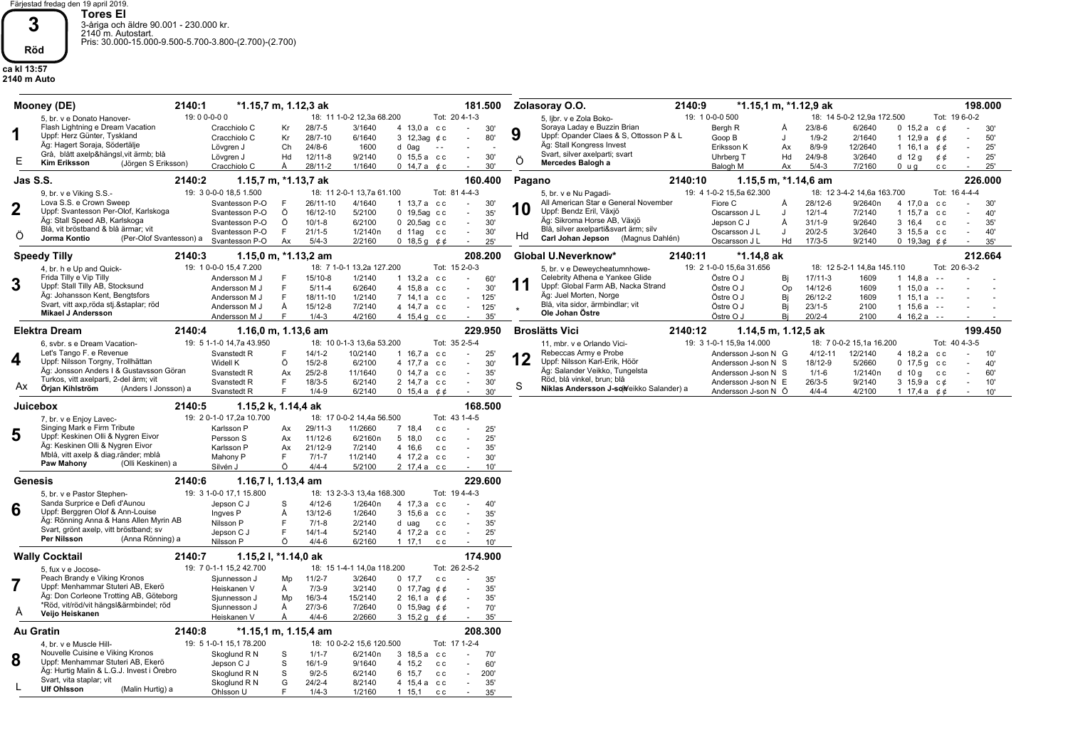Färjestad fredag den 19 april 2019.

# 3 Röd

ca kl 13:57
2140 m Auto

## Tores El

3-åriga och äldre 90.001 - 230.000 kr.
2140 m. Autostart.
Pris: 30.000-15.000-9.500-5.700-3.800-(2.700)-(2.700)

### 1 Mooney (DE) — 2140:1 — *1.15,7 m, 1.12,3 ak — 181.500

5, br. v e Donato Hanover-Flash Lightning e Dream Vacation
Uppf: Herz Günter, Tyskland
Äg: Hagert Soraja, Södertälje
Grå, blått axelp&hängsl,vit ärmb; blå
**Kim Eriksson** (Jörgen S Eriksson)
Sko: E

19: 0 0-0-0 0 | 18: 11 1-0-2 12,3a 68.200 | Tot: 20 4-1-3

| Kusk | Bana | Datum | Lopp | Plac/Tid | | Odds |
|---|---|---|---|---|---|---|
| Cracchiolo C | Kr | 28/7-5 | 3/1640 | 4 13,0 a | c c | - 30' |
| Cracchiolo C | Kr | 28/7-10 | 6/1640 | 3 12,3ag | ¢ c | - 80' |
| Lövgren J | Ch | 24/8-6 | 1600 | d 0ag | - - | - - |
| Lövgren J | Hd | 12/11-8 | 9/2140 | 0 15,5 a | c c | - 30' |
| Cracchiolo C | Å | 28/11-2 | 1/1640 | 0 14,7 a | ¢ c | - 30' |

### 2 Jas S.S. — 2140:2 — 1.15,7 m, *1.13,7 ak — 160.400

9, br. v e Viking S.S.-Lova S.S. e Crown Sweep
Uppf: Svantesson Per-Olof, Karlskoga
Äg: Stall Speed AB, Karlskoga
Blå, vit bröstband & blå ärmar; vit
**Jorma Kontio** (Per-Olof Svantesson) a
Sko: Ö

19: 3 0-0-0 18,5 1.500 | 18: 11 2-0-1 13,7a 61.100 | Tot: 81 4-4-3

| Kusk | Bana | Datum | Lopp | Plac/Tid | | Odds |
|---|---|---|---|---|---|---|
| Svantesson P-O | F | 26/11-10 | 4/1640 | 1 13,7 a | c c | - 30' |
| Svantesson P-O | Ö | 16/12-10 | 5/2100 | 0 19,5ag | c c | - 35' |
| Svantesson P-O | Ö | 10/1-8 | 6/2100 | 0 20,5ag | c c | - 30' |
| Svantesson P-O | F | 21/1-5 | 1/2140n | d 11ag | c c | - 30' |
| Svantesson P-O | Ax | 5/4-3 | 2/2160 | 0 18,5 g | ¢ ¢ | - 25' |

### 3 Speedy Tilly — 2140:3 — 1.15,0 m, *1.13,2 am — 208.200

4, br. h e Up and Quick-Frida Tilly e Vip Tilly
Uppf: Stall Tilly AB, Stocksund
Äg: Johansson Kent, Bengtsfors
Svart, vitt axp,röda stj.&staplar; röd
**Mikael J Andersson**

19: 1 0-0-0 15,4 7.200 | 18: 7 1-0-1 13,2a 127.200 | Tot: 15 2-0-3

| Kusk | Bana | Datum | Lopp | Plac/Tid | | Odds |
|---|---|---|---|---|---|---|
| Andersson M J | F | 15/10-8 | 1/2140 | 1 13,2 a | c c | - 60' |
| Andersson M J | F | 5/11-4 | 6/2640 | 4 15,8 a | c c | - 30' |
| Andersson M J | F | 18/11-10 | 1/2140 | 7 14,1 a | c c | - 125' |
| Andersson M J | Å | 15/12-8 | 7/2140 | 4 14,7 a | c c | - 125' |
| Andersson M J | F | 1/4-3 | 4/2160 | 4 15,4 g | c c | - 35' |

### 4 Elektra Dream — 2140:4 — 1.16,0 m, 1.13,6 am — 229.950

6, svbr. s e Dream Vacation-Let's Tango F. e Revenue
Uppf: Nilsson Torgny, Trollhättan
Äg: Jonsson Anders I & Gustavsson Göran
Turkos, vitt axelparti, 2-del ärm; vit
**Örjan Kihlström** (Anders I Jonsson) a
Sko: Ax

19: 5 1-1-0 14,7a 43.950 | 18: 10 0-1-3 13,6a 53.200 | Tot: 35 2-5-4

| Kusk | Bana | Datum | Lopp | Plac/Tid | | Odds |
|---|---|---|---|---|---|---|
| Svanstedt R | F | 14/1-2 | 10/2140 | 1 16,7 a | c c | - 25' |
| Widell K | Ö | 15/2-8 | 6/2100 | 4 17,7 a | c c | - 30' |
| Svanstedt R | Ax | 25/2-8 | 11/1640 | 0 14,7 a | c c | - 35' |
| Svanstedt R | F | 18/3-5 | 6/2140 | 2 14,7 a | c c | - 30' |
| Svanstedt R | F | 1/4-9 | 6/2140 | 0 15,4 a | ¢ ¢ | - 30' |

### 5 Juicebox — 2140:5 — 1.15,2 k, 1.14,4 ak — 168.500

7, br. v e Enjoy Lavec-Singing Mark e Firm Tribute
Uppf: Keskinen Olli & Nygren Eivor
Äg: Keskinen Olli & Nygren Eivor
Mblå, vitt axelp & diag.ränder; mblå
**Paw Mahony** (Olli Keskinen) a

19: 2 0-1-0 17,2a 10.700 | 18: 17 0-0-2 14,4a 56.500 | Tot: 43 1-4-5

| Kusk | Bana | Datum | Lopp | Plac/Tid | | Odds |
|---|---|---|---|---|---|---|
| Karlsson P | Ax | 29/11-3 | 11/2660 | 7 18,4 | c c | - 25' |
| Persson S | Ax | 11/12-6 | 6/2160n | 5 18,0 | c c | - 25' |
| Karlsson P | Ax | 21/12-9 | 7/2140 | 4 16,6 | c c | - 35' |
| Mahony P | F | 7/1-7 | 11/2140 | 4 17,2 a | c c | - 30' |
| Silvén J | Ö | 4/4-4 | 5/2100 | 2 17,4 a | c c | - 10' |

### 6 Genesis — 2140:6 — 1.16,7 l, 1.13,4 am — 229.600

5, br. v e Pastor Stephen-Sanda Surprice e Defi d'Aunou
Uppf: Berggren Olof & Ann-Louise
Äg: Rönning Anna & Hans Allen Myrin AB
Svart, grönt axelp, vitt bröstband; sv
**Per Nilsson** (Anna Rönning) a

19: 3 1-0-0 17,1 15.800 | 18: 13 2-3-3 13,4a 168.300 | Tot: 19 4-4-3

| Kusk | Bana | Datum | Lopp | Plac/Tid | | Odds |
|---|---|---|---|---|---|---|
| Jepson C J | S | 4/12-6 | 1/2640n | 4 17,3 a | c c | - 40' |
| Ingves P | Å | 13/12-6 | 1/2640 | 3 15,6 a | c c | - 35' |
| Nilsson P | F | 7/1-8 | 2/2140 | d uag | c c | - 35' |
| Jepson C J | F | 14/1-4 | 5/2140 | 4 17,2 a | c c | - 25' |
| Nilsson P | Ö | 4/4-6 | 6/2160 | 1 17,1 | c c | - 10' |

### 7 Wally Cocktail — 2140:7 — 1.15,2 l, *1.14,0 ak — 174.900

5, fux v e Jocose-Peach Brandy e Viking Kronos
Uppf: Menhammar Stuteri AB, Ekerö
Äg: Don Corleone Trotting AB, Göteborg
*Röd, vit/röd/vit hängsl&ärmbindel; röd
**Veijo Heiskanen**
Sko: Å

19: 7 0-1-1 15,2 42.700 | 18: 15 1-4-1 14,0a 118.200 | Tot: 26 2-5-2

| Kusk | Bana | Datum | Lopp | Plac/Tid | | Odds |
|---|---|---|---|---|---|---|
| Sjunnesson J | Mp | 11/2-7 | 3/2640 | 0 17,7 | c c | - 35' |
| Heiskanen V | Å | 7/3-9 | 3/2140 | 0 17,7ag | ¢ ¢ | - 35' |
| Sjunnesson J | Mp | 16/3-4 | 15/2140 | 2 16,1 a | ¢ ¢ | - 35' |
| Sjunnesson J | Å | 27/3-6 | 7/2640 | 0 15,9ag | ¢ ¢ | - 70' |
| Heiskanen V | Å | 4/4-6 | 2/2660 | 3 15,2 g | ¢ ¢ | - 35' |

### 8 Au Gratin — 2140:8 — *1.15,1 m, 1.15,4 am — 208.300

4, br. v e Muscle Hill-Nouvelle Cuisine e Viking Kronos
Uppf: Menhammar Stuteri AB, Ekerö
Äg: Hurtig Malin & L.G.J. Invest i Örebro
Svart, vita staplar; vit
**Ulf Ohlsson** (Malin Hurtig) a
Sko: L

19: 5 1-0-1 15,1 78.200 | 18: 10 0-2-2 15,6 120.500 | Tot: 17 1-2-4

| Kusk | Bana | Datum | Lopp | Plac/Tid | | Odds |
|---|---|---|---|---|---|---|
| Skoglund R N | S | 1/1-7 | 6/2140n | 3 18,5 a | c c | - 70' |
| Jepson C J | S | 16/1-9 | 9/1640 | 4 15,2 | c c | - 60' |
| Skoglund R N | S | 9/2-5 | 6/2140 | 6 15,7 | c c | - 200' |
| Skoglund R N | G | 24/2-4 | 8/2140 | 4 15,4 a | c c | - 35' |
| Ohlsson U | F | 1/4-3 | 1/2160 | 1 15,1 | c c | - 35' |

### 9 Zolasoray O.O. — 2140:9 — *1.15,1 m, *1.12,9 ak — 198.000

5, ljbr. v e Zola Boko-Soraya Laday e Buzzin Brian
Uppf: Opander Claes & S, Ottosson P & L
Äg: Stall Kongress Invest
Svart, silver axelparti; svart
**Mercedes Balogh a**
Sko: Ö

19: 1 0-0-0 500 | 18: 14 5-0-2 12,9a 172.500 | Tot: 19 6-0-2

| Kusk | Bana | Datum | Lopp | Plac/Tid | | Odds |
|---|---|---|---|---|---|---|
| Bergh R | Å | 23/8-6 | 6/2640 | 0 15,2 a | c ¢ | - 30' |
| Goop B | J | 1/9-2 | 2/1640 | 1 12,9 a | ¢ ¢ | - 50' |
| Eriksson K | Ax | 8/9-9 | 12/2640 | 1 16,1 a | ¢ ¢ | - 25' |
| Uhrberg T | Hd | 24/9-8 | 3/2640 | d 12 g | ¢ ¢ | - 25' |
| Balogh M | Ax | 5/4-3 | 7/2160 | 0 u g | c c | - 25' |

### 10 Pagano — 2140:10 — 1.15,5 m, *1.14,6 am — 226.000

5, br. v e Nu Pagadi-All American Star e General November
Uppf: Bendz Eril, Växjö
Äg: Sikroma Horse AB, Växjö
Blå, silver axelparti&svart ärm; silv
**Carl Johan Jepson** (Magnus Dahlén)
Sko: Hd

19: 4 1-0-2 15,5a 62.300 | 18: 12 3-4-2 14,6a 163.700 | Tot: 16 4-4-4

| Kusk | Bana | Datum | Lopp | Plac/Tid | | Odds |
|---|---|---|---|---|---|---|
| Fiore C | Å | 28/12-6 | 9/2640n | 4 17,0 a | c c | - 30' |
| Oscarsson J L | J | 12/1-4 | 7/2140 | 1 15,7 a | c c | - 40' |
| Jepson C J | Å | 31/1-9 | 9/2640 | 3 16,4 | c c | - 35' |
| Oscarsson J L | J | 20/2-5 | 3/2640 | 3 15,5 a | c c | - 40' |
| Oscarsson J L | Hd | 17/3-5 | 9/2140 | 0 19,3ag | ¢ ¢ | - 35' |

### 11 Global U.Neverknow* — 2140:11 — *1.14,8 ak — 212.664

5, br. v e Deweycheatumnhowe-Celebrity Athena e Yankee Glide
Uppf: Global Farm AB, Nacka Strand
Äg: Juel Morten, Norge
Blå, vita sidor, ärmbindlar; vit
**Ole Johan Östre**
Sko: *

19: 2 1-0-0 15,6a 31.656 | 18: 12 5-2-1 14,8a 145.110 | Tot: 20 6-3-2

| Kusk | Bana | Datum | Lopp | Plac/Tid | | Odds |
|---|---|---|---|---|---|---|
| Östre O J | Bj | 17/11-3 | 1609 | 1 14,8 a | - - | - - |
| Östre O J | Op | 14/12-6 | 1609 | 1 15,0 a | - - | - - |
| Östre O J | Bj | 26/12-2 | 1609 | 1 15,1 a | - - | - - |
| Östre O J | Bj | 23/1-5 | 2100 | 1 15,6 a | - - | - - |
| Östre O J | Bj | 20/2-4 | 2100 | 4 16,2 a | - - | - - |

### 12 Broslätts Vici — 2140:12 — 1.14,5 m, 1.12,5 ak — 199.450

11, mbr. v e Orlando Vici-Rebeccas Army e Probe
Uppf: Nilsson Karl-Erik, Höör
Äg: Salander Veikko, Tungelsta
Röd, blå vinkel, brun; blå
**Niklas Andersson J-son** (Veikko Salander) a
Sko: S

19: 3 1-0-1 15,9a 14.000 | 18: 7 0-0-2 15,1a 16.200 | Tot: 40 4-3-5

| Kusk | Bana | Datum | Lopp | Plac/Tid | | Odds |
|---|---|---|---|---|---|---|
| Andersson J-son N | G | 4/12-11 | 12/2140 | 4 18,2 a | c c | - 10' |
| Andersson J-son N | S | 18/12-9 | 5/2660 | 0 17,5 g | c c | - 40' |
| Andersson J-son N | S | 1/1-6 | 1/2140n | d 10 g | c c | - 60' |
| Andersson J-son N | E | 26/3-5 | 9/2140 | 3 15,9 a | c ¢ | - 10' |
| Andersson J-son N | Ö | 4/4-4 | 4/2100 | 1 17,4 a | ¢ ¢ | - 10' |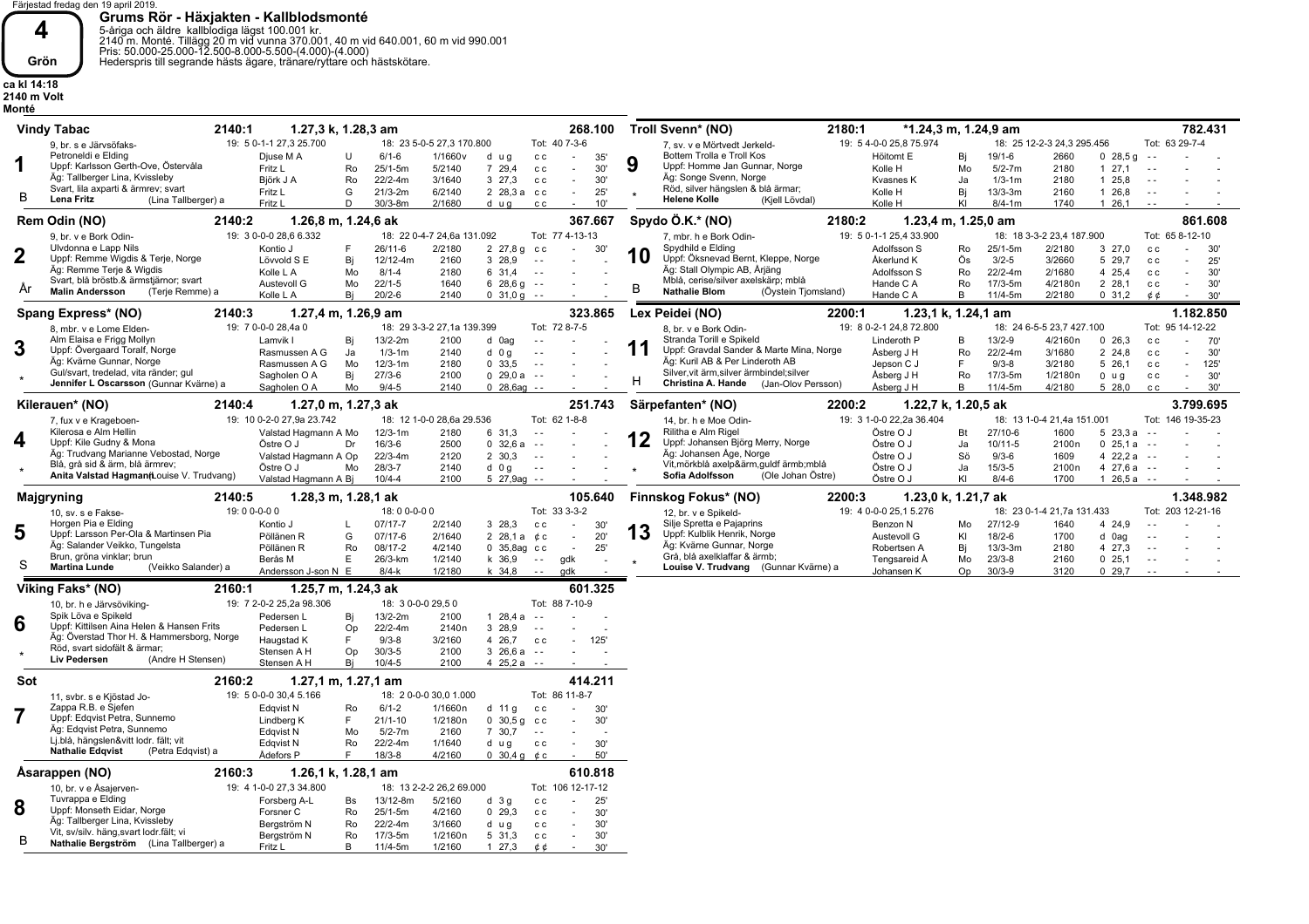Färjestad fredag den 19 april 2019.

# 4 Grön

## Grums Rör - Häxjakten - Kallblodsmonté

5-åriga och äldre kallblodiga lägst 100.001 kr.
2140 m. Monté. Tillägg 20 m vid vunna 370.001, 40 m vid 640.001, 60 m vid 990.001
Pris: 50.000-25.000-12.500-8.000-5.500-(4.000)-(4.000)
Hederspris till segrande hästs ägare, tränare/ryttare och hästskötare.

ca kl 14:18
2140 m Volt
Monté

---

### 1 Vindy Tabac — 2140:1 — 1.27,3 k, 1.28,3 am — 268.100

9, br. s e Järvsöfaks-Petroneldi e Elding
Uppf: Karlsson Gerth-Ove, Östervåla
Äg: Tallberger Lina, Kvissleby
Svart, lila axparti & ärmrev; svart
B **Lena Fritz** (Lina Tallberger) a

19: 5 0-1-1 27,3 25.700 — 18: 23 5-0-5 27,3 170.800 — Tot: 40 7-3-6

| Kusk | | Datum | Dist | Plac | Tid | | Odds |
|---|---|---|---|---|---|---|---|
| Djuse M A | U | 6/1-6 | 1/1660v | d u g | c c | - | 35' |
| Fritz L | Ro | 25/1-5m | 5/2140 | 7 29,4 | c c | - | 30' |
| Björk J A | Ro | 22/2-4m | 3/1640 | 3 27,3 | c c | - | 30' |
| Fritz L | G | 21/3-2m | 6/2140 | 2 28,3 a | c c | - | 25' |
| Fritz L | D | 30/3-8m | 2/1680 | d u g | c c | - | 10' |

### 2 Rem Odin (NO) — 2140:2 — 1.26,8 m, 1.24,6 ak — 367.667

9, br. v e Bork Odin-Ulvdonna e Lapp Nils
Uppf: Remme Wigdis & Terje, Norge
Äg: Remme Terje & Wigdis
Svart, blå bröstb.& ärmstjärnor; svart
År **Malin Andersson** (Terje Remme) a

19: 3 0-0-0 28,6 6.332 — 18: 22 0-4-7 24,6a 131.092 — Tot: 77 4-13-13

| Kusk | | Datum | Dist | Plac | Tid | | Odds |
|---|---|---|---|---|---|---|---|
| Kontio J | F | 26/11-6 | 2/2180 | 2 27,8 g | c c | - | 30' |
| Lövvold S E | Bj | 12/12-4m | 2160 | 3 28,9 | - - | - | - |
| Kolle L A | Mo | 8/1-4 | 2180 | 6 31,4 | - - | - | - |
| Austevoll G | Mo | 22/1-5 | 1640 | 6 28,6 g | - - | - | - |
| Kolle L A | Bj | 20/2-6 | 2140 | 0 31,0 g | - - | - | - |

### 3 Spang Express* (NO) — 2140:3 — 1.27,4 m, 1.26,9 am — 323.865

8, mbr. v e Lome Elden-Alm Elaisa e Frigg Mollyn
Uppf: Övergaard Toralf, Norge
Äg: Kvärne Gunnar, Norge
Gul/svart, tredelad, vita ränder; gul
\* **Jennifer L Oscarsson** (Gunnar Kvärne) a

19: 7 0-0-0 28,4a 0 — 18: 29 3-3-2 27,1a 139.399 — Tot: 72 8-7-5

| Kusk | | Datum | Dist | Plac | Tid | | Odds |
|---|---|---|---|---|---|---|---|
| Lamvik I | Bj | 13/2-2m | 2100 | d 0ag | - - | - | - |
| Rasmussen A G | Ja | 1/3-1m | 2140 | d 0 g | - - | - | - |
| Rasmussen A G | Mo | 12/3-1m | 2180 | 0 33,5 | - - | - | - |
| Sagholen O A | Bj | 27/3-6 | 2100 | 0 29,0 a | - - | - | - |
| Sagholen O A | Mo | 9/4-5 | 2140 | 0 28,6ag | - - | - | - |

### 4 Kilerauen* (NO) — 2140:4 — 1.27,0 m, 1.27,3 ak — 251.743

7, fux v e Kageboen-Kilerosa e Alm Hellin
Uppf: Kile Gudny & Mona
Äg: Trudvang Marianne Vebostad, Norge
Blå, grå sid & ärm, blå ärmrev;
\* **Anita Valstad Hagmann** (Louise V. Trudvang)

19: 10 0-2-0 27,9a 23.742 — 18: 12 1-0-0 28,6a 29.536 — Tot: 62 1-8-8

| Kusk | | Datum | Dist | Plac | Tid | | Odds |
|---|---|---|---|---|---|---|---|
| Valstad Hagmann A | Mo | 12/3-1m | 2180 | 6 31,3 | - - | - | - |
| Östre O J | Dr | 16/3-6 | 2500 | 0 32,6 a | - - | - | - |
| Valstad Hagmann A | Op | 22/3-4m | 2120 | 2 30,3 | - - | - | - |
| Östre O J | Mo | 28/3-7 | 2140 | d 0 g | - - | - | - |
| Valstad Hagmann A | Bj | 10/4-5 | 2100 | 5 27,9ag | - - | - | - |

### 5 Majgryning — 2140:5 — 1.28,3 m, 1.28,1 ak — 105.640

10, sv. s e Fakse-Horgen Pia e Elding
Uppf: Larsson Per-Ola & Martinsen Pia
Äg: Salander Veikko, Tungelsta
Brun, gröna vinklar; brun
S **Martina Lunde** (Veikko Salander) a

19: 0 0-0-0 0 — 18: 0 0-0-0 0 — Tot: 33 3-3-2

| Kusk | | Datum | Dist | Plac | Tid | | | Odds |
|---|---|---|---|---|---|---|---|---|
| Kontio J | L | 07/17-7 | 2/2140 | 3 28,3 | c c | - | | 30' |
| Pöllänen R | G | 07/17-6 | 2/1640 | 2 28,1 a | ¢ c | - | | 20' |
| Pöllänen R | Ro | 08/17-2 | 4/2140 | 0 35,8ag | c c | - | | 25' |
| Berås M | E | 26/3-km | 1/2140 | k 36,9 | - - | gdk | | |
| Andersson J-son N | E | 8/4-k | 1/2180 | k 34,8 | - - | gdk | | |

### 6 Viking Faks* (NO) — 2160:1 — 1.25,7 m, 1.24,3 ak — 601.325

10, br. h e Järvsöviking-Spik Löva e Spikeld
Uppf: Kittilsen Aina Helen & Hansen Frits
Äg: Överstad Thor H. & Hammersborg, Norge
Röd, svart sidofält & ärmar;
\* **Liv Pedersen** (Andre H Stensen)

19: 7 2-0-2 25,2a 98.306 — 18: 3 0-0-0 29,5 0 — Tot: 88 7-10-9

| Kusk | | Datum | Dist | Plac | Tid | | Odds |
|---|---|---|---|---|---|---|---|
| Pedersen L | Bj | 13/2-2m | 2100 | 1 28,4 a | - - | - | - |
| Pedersen L | Op | 22/2-4m | 2140n | 3 28,9 | - - | - | - |
| Haugstad K | F | 9/3-8 | 3/2160 | 4 26,7 | c c | - | 125' |
| Stensen A H | Op | 30/3-5 | 2100 | 3 26,6 a | - - | - | - |
| Stensen A H | Bj | 10/4-5 | 2100 | 4 25,2 a | - - | - | - |

### 7 Sot — 2160:2 — 1.27,1 m, 1.27,1 am — 414.211

11, svbr. s e Kjöstad Jo-Zappa R.B. e Sjefen
Uppf: Edqvist Petra, Sunnemo
Äg: Edqvist Petra, Sunnemo
Lj.blå, hängslen&vitt lodr. fält; vit
**Nathalie Edqvist** (Petra Edqvist) a

19: 5 0-0-0 30,4 5.166 — 18: 2 0-0-0 30,0 1.000 — Tot: 86 11-8-7

| Kusk | | Datum | Dist | Plac | Tid | | Odds |
|---|---|---|---|---|---|---|---|
| Edqvist N | Ro | 6/1-2 | 1/1660n | d 11 g | c c | - | 30' |
| Lindberg K | F | 21/1-10 | 1/2180n | 0 30,5 g | c c | - | 30' |
| Edqvist N | Mo | 5/2-7m | 2160 | 7 30,7 | - - | - | - |
| Edqvist N | Ro | 22/2-4m | 1/1640 | d u g | c c | - | 30' |
| Ådefors P | F | 18/3-8 | 4/2160 | 0 30,4 g | ¢ c | - | 50' |

### 8 Åsarappen (NO) — 2160:3 — 1.26,1 k, 1.28,1 am — 610.818

10, br. v e Åsajerven-Tuvrappa e Elding
Uppf: Monseth Eidar, Norge
Äg: Tallberger Lina, Kvissleby
Vit, sv/silv. häng,svart lodr.fält; vi
B **Nathalie Bergström** (Lina Tallberger) a

19: 4 1-0-0 27,3 34.800 — 18: 13 2-2-2 26,2 69.000 — Tot: 106 12-17-12

| Kusk | | Datum | Dist | Plac | Tid | | Odds |
|---|---|---|---|---|---|---|---|
| Forsberg A-L | Bs | 13/12-8m | 5/2160 | d 3 g | c c | - | 25' |
| Forsner C | Ro | 25/1-5m | 4/2160 | 0 29,3 | c c | - | 30' |
| Bergström N | Ro | 22/2-4m | 3/1660 | d u g | c c | - | 30' |
| Bergström N | Ro | 17/3-5m | 1/2160n | 5 31,3 | c c | - | 30' |
| Fritz L | B | 11/4-5m | 1/2160 | 1 27,3 | ¢ ¢ | - | 30' |

### 9 Troll Svenn* (NO) — 2180:1 — \*1.24,3 m, 1.24,9 am — 782.431

7, sv. v e Mörtvedt Jerkeld-Bottem Trolla e Troll Kos
Uppf: Homme Jan Gunnar, Norge
Äg: Songe Svenn, Norge
Röd, silver hängslen & blå ärmar;
\* **Helene Kolle** (Kjell Lövdal)

19: 5 4-0-0 25,8 75.974 — 18: 25 12-2-3 24,3 295.456 — Tot: 63 29-7-4

| Kusk | | Datum | Dist | Plac | Tid | | Odds |
|---|---|---|---|---|---|---|---|
| Höitomt E | Bj | 19/1-6 | 2660 | 0 28,5 g | - - | - | - |
| Kolle H | Mo | 5/2-7m | 2180 | 1 27,1 | - - | - | - |
| Kvasnes K | Ja | 1/3-1m | 2180 | 1 25,8 | - - | - | - |
| Kolle H | Bj | 13/3-3m | 2160 | 1 26,8 | - - | - | - |
| Kolle H | Kl | 8/4-1m | 1740 | 1 26,1 | - - | - | - |

### 10 Spydo Ö.K.* (NO) — 2180:2 — 1.23,4 m, 1.25,0 am — 861.608

7, mbr. h e Bork Odin-Spydhild e Elding
Uppf: Öksnevad Bernt, Kleppe, Norge
Äg: Stall Olympic AB, Årjäng
Mblå, cerise/silver axelskärp; mblå
B **Nathalie Blom** (Öystein Tjomsland)

19: 5 0-1-1 25,4 33.900 — 18: 18 3-3-2 23,4 187.900 — Tot: 65 8-12-10

| Kusk | | Datum | Dist | Plac | Tid | | Odds |
|---|---|---|---|---|---|---|---|
| Adolfsson S | Ro | 25/1-5m | 2/2180 | 3 27,0 | c c | - | 30' |
| Åkerlund K | Ös | 3/2-5 | 3/2660 | 5 29,7 | c c | - | 25' |
| Adolfsson S | Ro | 22/2-4m | 2/1680 | 4 25,4 | c c | - | 30' |
| Hande C A | Ro | 17/3-5m | 4/2180n | 2 28,1 | c c | - | 30' |
| Hande C A | B | 11/4-5m | 2/2180 | 0 31,2 | ¢ ¢ | - | 30' |

### 11 Lex Peidei (NO) — 2200:1 — 1.23,1 k, 1.24,1 am — 1.182.850

8, br. v e Bork Odin-Stranda Torill e Spikeld
Uppf: Gravdal Sander & Marte Mina, Norge
Äg: Kuril AB & Per Linderoth AB
Silver,vit ärm,silver ärmbindel;silver
H **Christina A. Hande** (Jan-Olov Persson)

19: 8 0-2-1 24,8 72.800 — 18: 24 6-5-5 23,7 427.100 — Tot: 95 14-12-22

| Kusk | | Datum | Dist | Plac | Tid | | Odds |
|---|---|---|---|---|---|---|---|
| Linderoth P | B | 13/2-9 | 4/2160n | 0 26,3 | c c | - | 70' |
| Åsberg J H | Ro | 22/2-4m | 3/1680 | 2 24,8 | c c | - | 30' |
| Jepson C J | F | 9/3-8 | 3/2180 | 5 26,1 | c c | - | 125' |
| Åsberg J H | Ro | 17/3-5m | 1/2180n | 0 u g | c c | - | 30' |
| Åsberg J H | B | 11/4-5m | 4/2180 | 5 28,0 | c c | - | 30' |

### 12 Särpefanten* (NO) — 2200:2 — 1.22,7 k, 1.20,5 ak — 3.799.695

14, br. h e Moe Odin-Rilitha e Alm Rigel
Uppf: Johansen Björg Merry, Norge
Äg: Johansen Åge, Norge
Vit,mörkblå axelp&ärm,guldf ärmb;mblå
\* **Sofia Adolfsson** (Ole Johan Östre)

19: 3 1-0-0 22,2a 36.404 — 18: 13 1-0-4 21,4a 151.001 — Tot: 146 19-35-23

| Kusk | | Datum | Dist | Plac | Tid | | Odds |
|---|---|---|---|---|---|---|---|
| Östre O J | Bt | 27/10-6 | 1600 | 5 23,3 a | - - | - | - |
| Östre O J | Ja | 10/11-5 | 2100n | 0 25,1 a | - - | - | - |
| Östre O J | Sö | 9/3-6 | 1609 | 4 22,2 a | - - | - | - |
| Östre O J | Ja | 15/3-5 | 2100n | 4 27,6 a | - - | - | - |
| Östre O J | Kl | 8/4-6 | 1700 | 1 26,5 a | - - | - | - |

### 13 Finnskog Fokus* (NO) — 2200:3 — 1.23,0 k, 1.21,7 ak — 1.348.982

12, br. v e Spikeld-Silje Spretta e Pajaprins
Uppf: Kulblik Henrik, Norge
Äg: Kvärne Gunnar, Norge
Grå, blå axelklaffar & ärmb;
\* **Louise V. Trudvang** (Gunnar Kvärne) a

19: 4 0-0-0 25,1 5.276 — 18: 23 0-1-4 21,7a 131.433 — Tot: 203 12-21-16

| Kusk | | Datum | Dist | Plac | Tid | | Odds |
|---|---|---|---|---|---|---|---|
| Benzon N | Mo | 27/12-9 | 1640 | 4 24,9 | - - | - | - |
| Austevoll G | Kl | 18/2-6 | 1700 | d 0ag | - - | - | - |
| Robertsen A | Bj | 13/3-3m | 2180 | 4 27,3 | - - | - | - |
| Tengsareid Å | Mo | 23/3-8 | 2160 | 0 25,1 | - - | - | - |
| Johansen K | Op | 30/3-9 | 3120 | 0 29,7 | - - | - | - |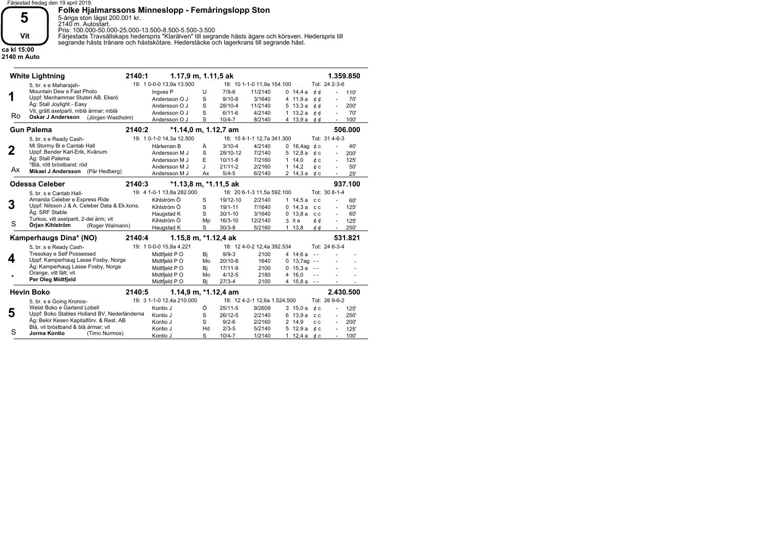Färjestad fredag den 19 april 2019.

**5**
**Vit**
ca kl 15:00
2140 m Auto

## Folke Hjalmarssons Minneslopp - Femåringslopp Ston

5-åriga ston lägst 200.001 kr.
2140 m. Autostart.
Pris: 100.000-50.000-25.000-13.500-8.500-5.500-3.500
Färjestads Travsällskaps hederspris "Kläralven" till segrande hästs ägare och körsven. Hederspris till segrande hästs tränare och hästskötare. Hederstäcke och lagerkrans till segrande häst.

---

### 1 White Lightning — 2140:1 — 1.17,9 m, 1.11,5 ak — 1.359.850

5, br. s e Maharajah- Mountain Dew e Fast Photo
Uppf: Menhammar Stuteri AB, Ekerö
Äg: Stall Joylight - Easy
Vit, grått axelparti, mblå ärmar; mblå
Ro **Oskar J Andersson** (Jörgen Westholm)

19: 1 0-0-0 13,9a 13.500 — 18: 10 1-1-0 11,9a 154.100 — Tot: 24 2-3-6

| Kusk | Bana | Datum | Spår/Dist | Plac/Tid | Skor | Odds | Pris |
|---|---|---|---|---|---|---|---|
| Ingves P | U | 7/9-6 | 11/2140 | 0 14,4 a | ¢ ¢ | - | 110' |
| Andersson O J | S | 9/10-8 | 3/1640 | 4 11,9 a | ¢ ¢ | - | 70' |
| Andersson O J | S | 28/10-4 | 11/2140 | 5 13,3 a | ¢ ¢ | - | 200' |
| Andersson O J | S | 6/11-6 | 4/2140 | 1 13,2 a | ¢ ¢ | - | 70' |
| Andersson O J | S | 10/4-7 | 8/2140 | 4 13,9 a | ¢ ¢ | - | 100' |

### 2 Gun Palema — 2140:2 — *1.14,0 m, 1.12,7 am — 506.000

5, br. s e Ready Cash- Mi Stormy Bi e Cantab Hall
Uppf: Bender Karl-Erik, Kvänum
Äg: Stall Palema
*Blå, rött bröstband; röd
Ax **Mikael J Andersson** (Pär Hedberg)

19: 1 0-1-0 14,3a 12.500 — 18: 15 4-1-1 12,7a 341.300 — Tot: 31 4-6-3

| Kusk | Bana | Datum | Spår/Dist | Plac/Tid | Skor | Odds | Pris |
|---|---|---|---|---|---|---|---|
| Hårleman B | Å | 3/10-4 | 4/2140 | 0 16,4ag | ¢ c | - | 40' |
| Andersson M J | S | 28/10-12 | 7/2140 | 5 12,8 a | ¢ c | - | 200' |
| Andersson M J | E | 10/11-8 | 7/2160 | 1 14,0 | ¢ c | - | 125' |
| Andersson M J | J | 21/11-2 | 2/2160 | 1 14,2 | ¢ c | - | 50' |
| Andersson M J | Ax | 5/4-5 | 6/2140 | 2 14,3 a | ¢ c | - | 25' |

### 3 Odessa Celeber — 2140:3 — *1.13,8 m, *1.11,5 ak — 937.100

5, br. s e Cantab Hall- Amanda Celeber e Express Ride
Uppf: Nilsson J & A, Celeber Data & Ek.kons.
Äg: SRF Stable
Turkos, vitt axelparti, 2-del ärm; vit
S **Örjan Kihlström** (Roger Walmann)

19: 4 1-0-1 13,8a 282.000 — 18: 20 6-1-3 11,5a 592.100 — Tot: 30 8-1-4

| Kusk | Bana | Datum | Spår/Dist | Plac/Tid | Skor | Odds | Pris |
|---|---|---|---|---|---|---|---|
| Kihlström Ö | S | 19/12-10 | 2/2140 | 1 14,5 a | c c | - | 60' |
| Kihlström Ö | S | 19/1-11 | 7/1640 | 0 14,3 a | c c | - | 125' |
| Haugstad K | S | 30/1-10 | 3/1640 | 0 13,8 a | c c | - | 60' |
| Kihlström Ö | Mp | 16/3-10 | 12/2140 | 3 it a | ¢ ¢ | - | 125' |
| Haugstad K | S | 30/3-8 | 5/2160 | 1 13,8 | ¢ ¢ | - | 250' |

### 4 Kamperhaugs Dina* (NO) — 2140:4 — 1.15,8 m, *1.12,4 ak — 531.821

5, br. s e Ready Cash- Tresokay e Self Possessed
Uppf: Kamperhaug Lasse Fosby, Norge
Äg: Kamperhaug Lasse Fosby, Norge
Orange, vitt fält; vit
* **Per Oleg Midtfjeld**

19: 1 0-0-0 15,8a 4.221 — 18: 12 4-0-2 12,4a 392.534 — Tot: 24 6-3-4

| Kusk | Bana | Datum | Spår/Dist | Plac/Tid | Skor | Odds | Pris |
|---|---|---|---|---|---|---|---|
| Midtfjeld P O | Bj | 9/9-3 | 2100 | 4 14,6 a | - - | - | - |
| Midtfjeld P O | Mo | 20/10-8 | 1640 | 0 13,7ag | - - | - | - |
| Midtfjeld P O | Bj | 17/11-9 | 2100 | 0 15,3 a | - - | - | - |
| Midtfjeld P O | Mo | 4/12-5 | 2180 | 4 16,0 | - - | - | - |
| Midtfjeld P O | Bj | 27/3-4 | 2100 | 4 15,8 a | - - | - | - |

### 5 Hevin Boko — 2140:5 — 1.14,9 m, *1.12,4 am — 2.430.500

5, br. s e Going Kronos- Welat Boko e Garland Lobell
Uppf: Boko Stables Holland BV, Nederländerna
Äg: Bekir Kesen Kapitalförv. & Rest. AB
Blå, vit bröstband & blå ärmar; vit
S **Jorma Kontio** (Timo Nurmos)

19: 3 1-1-0 12,4a 210.000 — 18: 12 4-2-1 12,6a 1.524.500 — Tot: 26 9-6-2

| Kusk | Bana | Datum | Spår/Dist | Plac/Tid | Skor | Odds | Pris |
|---|---|---|---|---|---|---|---|
| Kontio J | Ö | 25/11-5 | 9/2609 | 3 15,0 a | ¢ c | - | 125' |
| Kontio J | S | 26/12-5 | 2/2140 | 6 13,9 a | c c | - | 250' |
| Kontio J | S | 9/2-6 | 2/2160 | 2 14,9 | c c | - | 200' |
| Kontio J | Hd | 2/3-5 | 5/2140 | 5 12,9 a | ¢ c | - | 125' |
| Kontio J | S | 10/4-7 | 1/2140 | 1 12,4 a | ¢ c | - | 100' |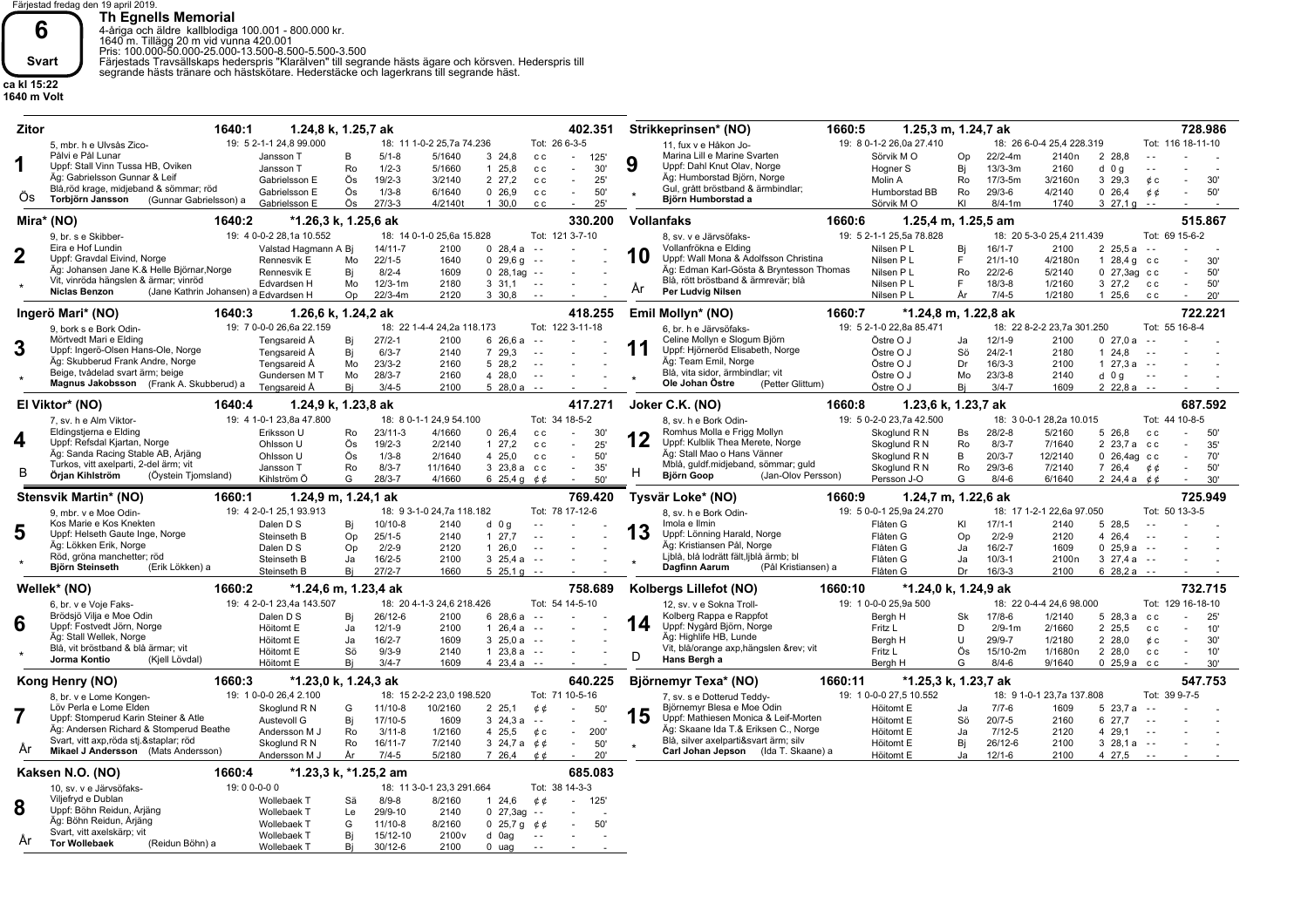Färjestad fredag den 19 april 2019.

# 6 Svart

**ca kl 15:22**
**1640 m Volt**

## Th Egnells Memorial

4-åriga och äldre kallblodiga 100.001 - 800.000 kr.
1640 m. Tillägg 20 m vid vunna 420.001
Pris: 100.000-50.000-25.000-13.500-8.500-5.500-3.500
Färjestads Travsällskaps hederspris "Klarälven" till segrande hästs ägare och körsven. Hederspris till segrande hästs tränare och hästskötare. Hederstäcke och lagerkrans till segrande häst.

---

### 1 Zitor — 1640:1 — 1.24,8 k, 1.25,7 ak — 402.351
5, mbr. h e Ulvsås Zico-Pålvi e Pål Lunar
Uppf: Stall Vinn Tussa HB, Oviken
Äg: Gabrielsson Gunnar & Leif
Blå,röd krage, midjeband & sömmar; röd
Ös — **Torbjörn Jansson** (Gunnar Gabrielsson) a
19: 5 2-1-1 24,8 99.000 | 18: 11 1-0-2 25,7a 74.236 | Tot: 26 6-3-5

| Kusk | Bana | Datum | Distans | Plac/Tid | | |
|---|---|---|---|---|---|---|
| Jansson T | B | 5/1-8 | 5/1640 | 3 24,8 | c c | 125' |
| Jansson T | Ro | 1/2-3 | 5/1660 | 1 25,8 | c c | 30' |
| Gabrielsson E | Ös | 19/2-3 | 3/2140 | 2 27,2 | c c | 25' |
| Gabrielsson E | Ös | 1/3-8 | 6/1640 | 0 26,9 | c c | 50' |
| Gabrielsson E | Ös | 27/3-3 | 4/2140t | 1 30,0 | c c | 25' |

### 2 Mira* (NO) — 1640:2 — *1.26,3 k, 1.25,6 ak — 330.200
9, br. s e Skibber-Eira e Hof Lundin
Uppf: Gravdal Eivind, Norge
Äg: Johansen Jane K.& Helle Björnar,Norge
Vit, vinröda hängslen & ärmar; vinröd
\* — **Niclas Benzon** (Jane Kathrin Johansen) a
19: 4 0-0-2 28,1a 10.552 | 18: 14 0-1-0 25,6a 15.828 | Tot: 121 3-7-10

| Kusk | Bana | Datum | Distans | Plac/Tid | | |
|---|---|---|---|---|---|---|
| Valstad Hagmann A | Bj | 14/11-7 | 2100 | 0 28,4 a | - - | - |
| Rennesvik E | Mo | 22/1-5 | 1640 | 0 29,6 g | - - | - |
| Rennesvik E | Bj | 8/2-4 | 1609 | 0 28,1ag | - - | - |
| Edvardsen H | Mo | 12/3-1m | 2180 | 3 31,1 | - - | - |
| Edvardsen H | Op | 22/3-4m | 2120 | 3 30,8 | - - | - |

### 3 Ingerö Mari* (NO) — 1640:3 — 1.26,6 k, 1.24,2 ak — 418.255
9, bork s e Bork Odin-Mörtvedt Mari e Elding
Uppf: Ingerö-Olsen Hans-Ole, Norge
Äg: Skubberud Frank Andre, Norge
Beige, tvådelad svart ärm; beige
\* — **Magnus Jakobsson** (Frank A. Skubberud) a
19: 7 0-0-0 26,6a 22.159 | 18: 22 1-4-4 24,2a 118.173 | Tot: 122 3-11-18

| Kusk | Bana | Datum | Distans | Plac/Tid | | |
|---|---|---|---|---|---|---|
| Tengsareid Å | Bj | 27/2-1 | 2100 | 6 26,6 a | - - | - |
| Tengsareid Å | Bj | 6/3-7 | 2140 | 7 29,3 | - - | - |
| Tengsareid Å | Mo | 23/3-2 | 2160 | 5 28,2 | - - | - |
| Gundersen M T | Mo | 28/3-7 | 2160 | 4 28,0 | - - | - |
| Tengsareid Å | Bj | 3/4-5 | 2100 | 5 28,0 a | - - | - |

### 4 El Viktor* (NO) — 1640:4 — 1.24,9 k, 1.23,8 ak — 417.271
7, sv. h e Alm Viktor-Eldingstjerna e Elding
Uppf: Refsdal Kjartan, Norge
Äg: Sanda Racing Stable AB, Årjäng
Turkos, vitt axelparti, 2-del ärm; vit
B — **Örjan Kihlström** (Öystein Tjomsland)
19: 4 1-0-1 23,8a 47.800 | 18: 8 0-1-1 24,9 54.100 | Tot: 34 18-5-2

| Kusk | Bana | Datum | Distans | Plac/Tid | | |
|---|---|---|---|---|---|---|
| Eriksson U | Ro | 23/11-3 | 4/1660 | 0 26,4 | c c | 30' |
| Ohlsson U | Ös | 19/2-3 | 2/2140 | 1 27,2 | c c | 25' |
| Ohlsson U | Ös | 1/3-8 | 2/1640 | 4 25,0 | c c | 50' |
| Jansson T | Ro | 8/3-7 | 11/1640 | 3 23,8 a | c c | 35' |
| Kihlström Ö | G | 28/3-7 | 4/1660 | 6 25,4 g | ¢ ¢ | 50' |

### 5 Stensvik Martin* (NO) — 1660:1 — 1.24,9 m, 1.24,1 ak — 769.420
9, mbr. v e Moe Odin-Kos Marie e Kos Knekten
Uppf: Helseth Gaute Inge, Norge
Äg: Lökken Erik, Norge
Röd, gröna manchetter; röd
\* — **Björn Steinseth** (Erik Lökken) a
19: 4 2-0-1 25,1 93.913 | 18: 9 3-1-0 24,7a 118.182 | Tot: 78 17-12-6

| Kusk | Bana | Datum | Distans | Plac/Tid | | |
|---|---|---|---|---|---|---|
| Dalen D S | Bj | 10/10-8 | 2140 | d 0 g | - - | - |
| Steinseth B | Op | 25/1-5 | 2140 | 1 27,7 | - - | - |
| Dalen D S | Op | 2/2-9 | 2120 | 1 26,0 | - - | - |
| Steinseth B | Ja | 16/2-5 | 2100 | 3 25,4 a | - - | - |
| Steinseth B | Bj | 27/2-7 | 1660 | 5 25,1 g | - - | - |

### 6 Wellek* (NO) — 1660:2 — *1.24,6 m, 1.23,4 ak — 758.689
6, br. v e Voje Faks-Brödsjö Vilja e Moe Odin
Uppf: Fostvedt Jörn, Norge
Äg: Stall Wellek, Norge
Blå, vit bröstband & blå ärmar; vit
\* — **Jorma Kontio** (Kjell Lövdal)
19: 4 2-0-1 23,4a 143.507 | 18: 20 4-1-3 24,6 218.426 | Tot: 54 14-5-10

| Kusk | Bana | Datum | Distans | Plac/Tid | | |
|---|---|---|---|---|---|---|
| Dalen D S | Bj | 26/12-6 | 2100 | 6 28,6 a | - - | - |
| Höitomt E | Ja | 12/1-9 | 2100 | 1 26,4 a | - - | - |
| Höitomt E | Ja | 16/2-7 | 1609 | 3 25,0 a | - - | - |
| Höitomt E | Sö | 9/3-9 | 2140 | 1 23,8 a | - - | - |
| Höitomt E | Bj | 3/4-7 | 1609 | 4 23,4 a | - - | - |

### 7 Kong Henry (NO) — 1660:3 — *1.23,0 k, 1.24,3 ak — 640.225
8, br. v e Lome Kongen-Löv Perla e Lome Elden
Uppf: Stomperud Karin Steiner & Atle
Äg: Andersen Richard & Stomperud Beathe
Svart, vitt axp,röda stj.&staplar; röd
År — **Mikael J Andersson** (Mats Andersson)
19: 1 0-0-0 26,4 2.100 | 18: 15 2-2-2 23,0 198.520 | Tot: 71 10-5-16

| Kusk | Bana | Datum | Distans | Plac/Tid | | |
|---|---|---|---|---|---|---|
| Skoglund R N | G | 11/10-8 | 10/2160 | 2 25,1 | ¢ ¢ | 50' |
| Austevoll G | Bj | 17/10-5 | 1609 | 3 24,3 a | - - | - |
| Andersson M J | Ro | 3/11-8 | 1/2160 | 4 25,5 | ¢ c | 200' |
| Skoglund R N | Ro | 16/11-7 | 7/2140 | 3 24,7 a | ¢ ¢ | 50' |
| Andersson M J | År | 7/4-5 | 5/2180 | 7 26,4 | ¢ ¢ | 20' |

### 8 Kaksen N.O. (NO) — 1660:4 — *1.23,3 k, *1.25,2 am — 685.083
10, sv. v e Järvsöfaks-Viljefryd e Dublan
Uppf: Böhn Reidun, Årjäng
Äg: Böhn Reidun, Årjäng
Svart, vitt axelskärp; vit
År — **Tor Wollebaek** (Reidun Böhn) a
19: 0 0-0-0 0 | 18: 11 3-0-1 23,3 291.664 | Tot: 38 14-3-3

| Kusk | Bana | Datum | Distans | Plac/Tid | | |
|---|---|---|---|---|---|---|
| Wollebaek T | Sä | 8/9-8 | 8/2160 | 1 24,6 | ¢ ¢ | 125' |
| Wollebaek T | Le | 29/9-10 | 2140 | 0 27,3ag | - - | - |
| Wollebaek T | G | 11/10-8 | 8/2160 | 0 25,7 g | ¢ ¢ | 50' |
| Wollebaek T | Bj | 15/12-10 | 2100v | d 0ag | - - | - |
| Wollebaek T | Bj | 30/12-6 | 2100 | 0 uag | - - | - |

### 9 Strikkeprinsen* (NO) — 1660:5 — 1.25,3 m, 1.24,7 ak — 728.986
11, fux v e Håkon Jo-Marina Lill e Marine Svarten
Uppf: Dahl Knut Olav, Norge
Äg: Humborstad Björn, Norge
Gul, grått bröstband & ärmbindlar;
\* — **Björn Humborstad a**
19: 8 0-1-2 26,0a 27.410 | 18: 26 6-0-4 25,4 228.319 | Tot: 116 18-11-10

| Kusk | Bana | Datum | Distans | Plac/Tid | | |
|---|---|---|---|---|---|---|
| Sörvik M O | Op | 22/2-4m | 2140n | 2 28,8 | - - | - |
| Hogner S | Bj | 13/3-3m | 2160 | d 0 g | - - | - |
| Molin A | Ro | 17/3-5m | 3/2160n | 3 29,3 | ¢ c | 30' |
| Humborstad BB | Ro | 29/3-6 | 4/2140 | 0 26,4 | ¢ ¢ | 50' |
| Sörvik M O | Kl | 8/4-1m | 1740 | 3 27,1 g | - - | - |

### 10 Vollanfaks — 1660:6 — 1.25,4 m, 1.25,5 am — 515.867
8, sv. v e Järvsöfaks-Vollanfrökna e Elding
Uppf: Wall Mona & Adolfsson Christina
Äg: Edman Karl-Gösta & Bryntesson Thomas
Blå, rött bröstband & ärmrevär; blå
År — **Per Ludvig Nilsen**
19: 5 2-1-1 25,5a 78.828 | 18: 20 5-3-0 25,4 211.439 | Tot: 69 15-6-2

| Kusk | Bana | Datum | Distans | Plac/Tid | | |
|---|---|---|---|---|---|---|
| Nilsen P L | Bj | 16/1-7 | 2100 | 2 25,5 a | - - | - |
| Nilsen P L | F | 21/1-10 | 4/2180n | 1 28,4 g | c c | 30' |
| Nilsen P L | Ro | 22/2-6 | 5/2140 | 0 27,3ag | c c | 50' |
| Nilsen P L | F | 18/3-8 | 1/2160 | 3 27,2 | c c | 50' |
| Nilsen P L | År | 7/4-5 | 1/2180 | 1 25,6 | c c | 20' |

### 11 Emil Mollyn* (NO) — 1660:7 — *1.24,8 m, 1.22,8 ak — 722.221
6, br. h e Järvsöfaks-Celine Mollyn e Slogum Björn
Uppf: Hjörneröd Elisabeth, Norge
Äg: Team Emil, Norge
Blå, vita sidor, ärmbindlar; vit
\* — **Ole Johan Östre** (Petter Glittum)
19: 5 2-1-0 22,8a 85.471 | 18: 22 8-2-2 23,7a 301.250 | Tot: 55 16-8-4

| Kusk | Bana | Datum | Distans | Plac/Tid | | |
|---|---|---|---|---|---|---|
| Östre O J | Ja | 12/1-9 | 2100 | 0 27,0 a | - - | - |
| Östre O J | Sö | 24/2-1 | 2180 | 1 24,8 | - - | - |
| Östre O J | Dr | 16/3-3 | 2100 | 1 27,3 a | - - | - |
| Östre O J | Mo | 23/3-8 | 2140 | d 0 g | - - | - |
| Östre O J | Bj | 3/4-7 | 1609 | 2 22,8 a | - - | - |

### 12 Joker C.K. (NO) — 1660:8 — 1.23,6 k, 1.23,7 ak — 687.592
8, sv. h e Bork Odin-Romhus Molla e Frigg Mollyn
Uppf: Kulblik Thea Merete, Norge
Äg: Stall Mao o Hans Vänner
Mblå, guldf.midjeband, sömmar; guld
H — **Björn Goop** (Jan-Olov Persson)
19: 5 0-2-0 23,7a 42.500 | 18: 3 0-0-1 28,2a 10.015 | Tot: 44 10-8-5

| Kusk | Bana | Datum | Distans | Plac/Tid | | |
|---|---|---|---|---|---|---|
| Skoglund R N | Bs | 28/2-8 | 5/2160 | 5 26,8 | c c | 50' |
| Skoglund R N | Ro | 8/3-7 | 7/1640 | 2 23,7 a | c c | 35' |
| Skoglund R N | B | 20/3-7 | 12/2140 | 0 26,4ag | c c | 70' |
| Skoglund R N | Ro | 29/3-6 | 7/2140 | 7 26,4 | ¢ ¢ | 50' |
| Persson J-O | G | 8/4-6 | 6/1640 | 2 24,4 a | ¢ ¢ | 30' |

### 13 Tysvär Loke* (NO) — 1660:9 — 1.24,7 m, 1.22,6 ak — 725.949
8, sv. h e Bork Odin-Imola e Ilmin
Uppf: Lönning Harald, Norge
Äg: Kristiansen Pål, Norge
Ljblå, blå lodrätt fält,ljblå ärmb; bl
\* — **Dagfinn Aarum** (Pål Kristiansen) a
19: 5 0-0-1 25,9a 24.270 | 18: 17 1-2-1 22,6a 97.050 | Tot: 50 13-3-5

| Kusk | Bana | Datum | Distans | Plac/Tid | | |
|---|---|---|---|---|---|---|
| Flåten G | Kl | 17/1-1 | 2140 | 5 28,5 | - - | - |
| Flåten G | Op | 2/2-9 | 2120 | 4 26,4 | - - | - |
| Flåten G | Ja | 16/2-7 | 1609 | 0 25,9 a | - - | - |
| Flåten G | Ja | 10/3-1 | 2100n | 3 27,4 a | - - | - |
| Flåten G | Dr | 16/3-3 | 2100 | 6 28,2 a | - - | - |

### 14 Kolbergs Lillefot (NO) — 1660:10 — *1.24,0 k, 1.24,9 ak — 732.715
12, sv. v e Sokna Troll-Kolberg Rappa e Rappfot
Uppf: Nygård Björn, Norge
Äg: Highlife HB, Lunde
Vit, blå/orange axp,hängslen &rev; vit
D — **Hans Bergh a**
19: 1 0-0-0 25,9a 500 | 18: 22 0-2-4 24,6 98.000 | Tot: 129 16-18-10

| Kusk | Bana | Datum | Distans | Plac/Tid | | |
|---|---|---|---|---|---|---|
| Bergh H | Sk | 17/8-6 | 1/2140 | 5 28,3 a | c c | 25' |
| Fritz L | D | 2/9-1m | 2/1660 | 2 25,5 | c c | 10' |
| Bergh H | U | 29/9-7 | 1/2180 | 2 28,0 | ¢ c | 30' |
| Fritz L | Ös | 15/10-2m | 1/1680n | 2 28,0 | c c | 10' |
| Bergh H | G | 8/4-6 | 9/1640 | 0 25,9 a | c c | 30' |

### 15 Björnemyr Texa* (NO) — 1660:11 — *1.25,3 k, 1.23,7 ak — 547.753
7, sv. s e Dotterud Teddy-Björnemyr Blesa e Moe Odin
Uppf: Mathiesen Monica & Leif-Morten
Äg: Skaane Ida T.& Eriksen C., Norge
Blå, silver axelparti&svart ärm; silv
\* — **Carl Johan Jepson** (Ida T. Skaane) a
19: 1 0-0-0 27,5 10.552 | 18: 9 1-0-1 23,7a 137.808 | Tot: 39 9-7-5

| Kusk | Bana | Datum | Distans | Plac/Tid | | |
|---|---|---|---|---|---|---|
| Höitomt E | Ja | 7/7-6 | 1609 | 5 23,7 a | - - | - |
| Höitomt E | Sö | 20/7-5 | 2160 | 6 27,7 | - - | - |
| Höitomt E | Ja | 7/12-5 | 2120 | 4 29,1 | - - | - |
| Höitomt E | Bj | 26/12-6 | 2100 | 3 28,1 a | - - | - |
| Höitomt E | Ja | 12/1-6 | 2100 | 4 27,5 | - - | - |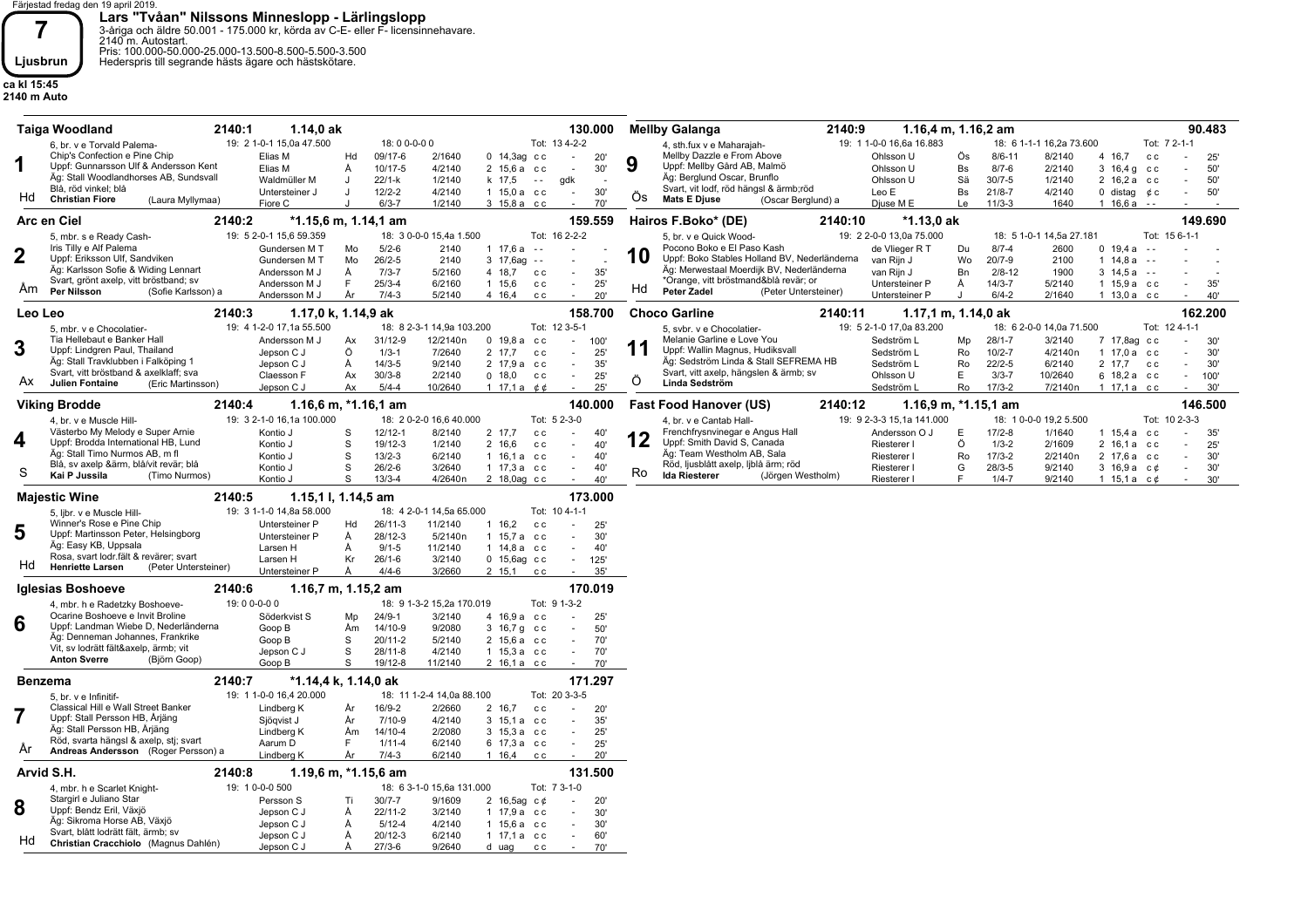Färjestad fredag den 19 april 2019.

# 7 Ljusbrun

**ca kl 15:45**
**2140 m Auto**

## Lars "Tvåan" Nilssons Minneslopp - Lärlingslopp

3-åriga och äldre 50.001 - 175.000 kr, körda av C-E- eller F- licensinnehavare.
2140 m. Autostart.
Pris: 100.000-50.000-25.000-13.500-8.500-5.500-3.500
Hederspris till segrande hästs ägare och hästskötare.

---

### 1 Taiga Woodland — 2140:1 — 1.14,0 ak — 130.000

6, br. v e Torvald Palema-
Chip's Confection e Pine Chip
Uppf: Gunnarsson Ulf & Andersson Kent
Äg: Stall Woodlandhorses AB, Sundsvall
Blå, röd vinkel; blå
Hd **Christian Fiore** (Laura Myllymaa)

19: 2 1-0-1 15,0a 47.500 — 18: 0 0-0-0 0 — Tot: 13 4-2-2

| Kusk | Bana | Datum | Lopp | Plac/Tid | Skor | Odds | Pris |
|---|---|---|---|---|---|---|---|
| Elias M | Hd | 09/17-6 | 2/1640 | 0 14,3ag | c c | - | 20' |
| Elias M | Å | 10/17-5 | 4/2140 | 2 15,6 a | c c | - | 30' |
| Waldmüller M | J | 22/1-k | 1/2140 | k 17,5 | - - | gdk | - |
| Untersteiner J | J | 12/2-2 | 4/2140 | 1 15,0 a | c c | - | 30' |
| Fiore C | J | 6/3-7 | 1/2140 | 3 15,8 a | c c | - | 70' |

### 2 Arc en Ciel — 2140:2 — \*1.15,6 m, 1.14,1 am — 159.559

5, mbr. s e Ready Cash-
Iris Tilly e Alf Palema
Uppf: Eriksson Ulf, Sandviken
Äg: Karlsson Sofie & Widing Lennart
Svart, grönt axelp, vitt bröstband; sv
Åm **Per Nilsson** (Sofie Karlsson) a

19: 5 2-0-1 15,6 59.359 — 18: 3 0-0-0 15,4a 1.500 — Tot: 16 2-2-2

| Kusk | Bana | Datum | Lopp | Plac/Tid | Skor | Odds | Pris |
|---|---|---|---|---|---|---|---|
| Gundersen M T | Mo | 5/2-6 | 2140 | 1 17,6 a | - - | - | - |
| Gundersen M T | Mo | 26/2-5 | 2140 | 3 17,6ag | - - | - | - |
| Andersson M J | Å | 7/3-7 | 5/2160 | 4 18,7 | c c | - | 35' |
| Andersson M J | F | 25/3-4 | 6/2160 | 1 15,6 | c c | - | 25' |
| Andersson M J | År | 7/4-3 | 5/2140 | 4 16,4 | c c | - | 20' |

### 3 Leo Leo — 2140:3 — 1.17,0 k, 1.14,9 ak — 158.700

5, mbr. v e Chocolatier-
Tia Hellebaut e Banker Hall
Uppf: Lindgren Paul, Thailand
Äg: Stall Travklubben i Falköping 1
Svart, vitt bröstband & axelklaff; sva
Ax **Julien Fontaine** (Eric Martinsson)

19: 4 1-2-0 17,1a 55.500 — 18: 8 2-3-1 14,9a 103.200 — Tot: 12 3-5-1

| Kusk | Bana | Datum | Lopp | Plac/Tid | Skor | Odds | Pris |
|---|---|---|---|---|---|---|---|
| Andersson M J | Ax | 31/12-9 | 12/2140n | 0 19,8 a | c c | - | 100' |
| Jepson C J | Ö | 1/3-1 | 7/2640 | 2 17,7 | c c | - | 25' |
| Jepson C J | Å | 14/3-5 | 9/2140 | 2 17,9 a | c c | - | 35' |
| Claesson F | Ax | 30/3-8 | 2/2140 | 0 18,0 | c c | - | 25' |
| Jepson C J | Ax | 5/4-4 | 10/2640 | 1 17,1 a | ¢ ¢ | - | 25' |

### 4 Viking Brodde — 2140:4 — 1.16,6 m, \*1.16,1 am — 140.000

4, br. v e Muscle Hill-
Västerbo My Melody e Super Arnie
Uppf: Brodda International HB, Lund
Äg: Stall Timo Nurmos AB, m fl
Blå, sv axelp &ärm, blå/vit revär; blå
S **Kai P Jussila** (Timo Nurmos)

19: 3 2-1-0 16,1a 100.000 — 18: 2 0-2-0 16,6 40.000 — Tot: 5 2-3-0

| Kusk | Bana | Datum | Lopp | Plac/Tid | Skor | Odds | Pris |
|---|---|---|---|---|---|---|---|
| Kontio J | S | 12/12-1 | 8/2140 | 2 17,7 | c c | - | 40' |
| Kontio J | S | 19/12-3 | 1/2140 | 2 16,6 | c c | - | 40' |
| Kontio J | S | 13/2-3 | 6/2140 | 1 16,1 a | c c | - | 40' |
| Kontio J | S | 26/2-6 | 3/2640 | 1 17,3 a | c c | - | 40' |
| Kontio J | S | 13/3-4 | 4/2640n | 2 18,0ag | c c | - | 40' |

### 5 Majestic Wine — 2140:5 — 1.15,1 l, 1.14,5 am — 173.000

5, ljbr. v e Muscle Hill-
Winner's Rose e Pine Chip
Uppf: Martinsson Peter, Helsingborg
Äg: Easy KB, Uppsala
Rosa, svart lodr.fält & revärer; svart
Hd **Henriette Larsen** (Peter Untersteiner)

19: 3 1-1-0 14,8a 58.000 — 18: 4 2-0-1 14,5a 65.000 — Tot: 10 4-1-1

| Kusk | Bana | Datum | Lopp | Plac/Tid | Skor | Odds | Pris |
|---|---|---|---|---|---|---|---|
| Untersteiner P | Hd | 26/11-3 | 11/2140 | 1 16,2 | c c | - | 25' |
| Untersteiner P | Å | 28/12-3 | 5/2140n | 1 15,7 a | c c | - | 30' |
| Larsen H | Å | 9/1-5 | 11/2140 | 1 14,8 a | c c | - | 40' |
| Larsen H | Kr | 26/1-6 | 3/2140 | 0 15,6ag | c c | - | 125' |
| Untersteiner P | Å | 4/4-6 | 3/2660 | 2 15,1 | c c | - | 35' |

### 6 Iglesias Boshoeve — 2140:6 — 1.16,7 m, 1.15,2 am — 170.019

4, mbr. h e Radetzky Boshoeve-
Ocarine Boshoeve e Invit Broline
Uppf: Landman Wiebe D, Nederländerna
Äg: Denneman Johannes, Frankrike
Vit, sv lodrätt fält&axelp, ärmb; vit
Hd **Anton Sverre** (Björn Goop)

19: 0 0-0-0 0 — 18: 9 1-3-2 15,2a 170.019 — Tot: 9 1-3-2

| Kusk | Bana | Datum | Lopp | Plac/Tid | Skor | Odds | Pris |
|---|---|---|---|---|---|---|---|
| Söderkvist S | Mp | 24/9-1 | 3/2140 | 4 16,9 a | c c | - | 25' |
| Goop B | Åm | 14/10-9 | 9/2080 | 3 16,7 g | c c | - | 50' |
| Goop B | S | 20/11-2 | 5/2140 | 2 15,6 a | c c | - | 70' |
| Jepson C J | S | 28/11-8 | 4/2140 | 1 15,3 a | c c | - | 70' |
| Goop B | S | 19/12-8 | 11/2140 | 2 16,1 a | c c | - | 70' |

### 7 Benzema — 2140:7 — \*1.14,4 k, 1.14,0 ak — 171.297

5, br. v e Infinitif-
Classical Hill e Wall Street Banker
Uppf: Stall Persson HB, Årjäng
Äg: Stall Persson HB, Årjäng
Röd, svarta hängsl & axelp, stj; svart
År **Andreas Andersson** (Roger Persson) a

19: 1 1-0-0 16,4 20.000 — 18: 11 1-2-4 14,0a 88.100 — Tot: 20 3-3-5

| Kusk | Bana | Datum | Lopp | Plac/Tid | Skor | Odds | Pris |
|---|---|---|---|---|---|---|---|
| Lindberg K | År | 16/9-2 | 2/2660 | 2 16,7 | c c | - | 20' |
| Sjöqvist J | År | 7/10-9 | 4/2140 | 3 15,1 a | c c | - | 35' |
| Lindberg K | Åm | 14/10-5 | 2/2080 | 3 15,3 a | c c | - | 25' |
| Aarum D | F | 1/11-4 | 6/2140 | 6 17,3 a | c c | - | 25' |
| Lindberg K | År | 7/4-3 | 6/2140 | 1 16,4 | c c | - | 20' |

### 8 Arvid S.H. — 2140:8 — 1.19,6 m, \*1.15,6 am — 131.500

4, mbr. h e Scarlet Knight-
Stargirl e Juliano Star
Uppf: Bendz Eril, Växjö
Äg: Sikroma Horse AB, Växjö
Svart, blått lodrätt fält, ärmb; sv
Hd **Christian Cracchiolo** (Magnus Dahlén)

19: 1 0-0-0 500 — 18: 6 3-1-0 15,6a 131.000 — Tot: 7 3-1-0

| Kusk | Bana | Datum | Lopp | Plac/Tid | Skor | Odds | Pris |
|---|---|---|---|---|---|---|---|
| Persson S | Ti | 30/7-7 | 9/1609 | 2 16,5ag | c ¢ | - | 20' |
| Jepson C J | Å | 22/11-2 | 3/2140 | 1 17,9 a | c c | - | 30' |
| Jepson C J | Å | 5/12-4 | 4/2140 | 1 15,6 a | c c | - | 30' |
| Jepson C J | Å | 20/12-3 | 6/2140 | 1 17,1 a | c c | - | 60' |
| Jepson C J | Å | 27/3-6 | 9/2640 | d uag | c c | - | 70' |

### 9 Mellby Galanga — 2140:9 — 1.16,4 m, 1.16,2 am — 90.483

4, sth.fux v e Maharajah-
Mellby Dazzle e From Above
Uppf: Mellby Gård AB, Malmö
Äg: Berglund Oscar, Brunflo
Svart, vit lodf, röd hängsl & ärmb;röd
Ös **Mats E Djuse** (Oscar Berglund) a

19: 1 1-0-0 16,6a 16.883 — 18: 6 1-1-1 16,2a 73.600 — Tot: 7 2-1-1

| Kusk | Bana | Datum | Lopp | Plac/Tid | Skor | Odds | Pris |
|---|---|---|---|---|---|---|---|
| Ohlsson U | Ös | 8/6-11 | 8/2140 | 4 16,7 | c c | - | 25' |
| Ohlsson U | Bs | 8/7-6 | 2/2140 | 3 16,4 g | c c | - | 50' |
| Ohlsson U | Sä | 30/7-5 | 1/2140 | 2 16,2 a | c c | - | 50' |
| Leo E | Bs | 21/8-7 | 4/2140 | 0 distag | ¢ c | - | 50' |
| Djuse M E | Le | 11/3-3 | 1640 | 1 16,6 a | - - | - | - |

### 10 Hairos F.Boko\* (DE) — 2140:10 — \*1.13,0 ak — 149.690

5, br. v e Quick Wood-
Pocono Boko e El Paso Kash
Uppf: Boko Stables Holland BV, Nederländerna
Äg: Merwestaal Moerdijk BV, Nederländerna
\*Orange, vitt bröstmand&blå revär; or
Hd **Peter Zadel** (Peter Untersteiner)

19: 2 2-0-0 13,0a 75.000 — 18: 5 1-0-1 14,5a 27.181 — Tot: 15 6-1-1

| Kusk | Bana | Datum | Lopp | Plac/Tid | Skor | Odds | Pris |
|---|---|---|---|---|---|---|---|
| de Vlieger R T | Du | 8/7-4 | 2600 | 0 19,4 a | - - | - | - |
| van Rijn J | Wo | 20/7-9 | 2100 | 1 14,8 a | - - | - | - |
| van Rijn J | Bn | 2/8-12 | 1900 | 3 14,5 a | - - | - | - |
| Untersteiner P | Å | 14/3-7 | 5/2140 | 1 15,9 a | c c | - | 35' |
| Untersteiner P | J | 6/4-2 | 2/1640 | 1 13,0 a | c c | - | 40' |

### 11 Choco Garline — 2140:11 — 1.17,1 m, 1.14,0 ak — 162.200

5, svbr. v e Chocolatier-
Melanie Garline e Love You
Uppf: Wallin Magnus, Hudiksvall
Äg: Sedström Linda & Stall SEFREMA HB
Svart, vitt axelp, hängslen & ärmb; sv
Ö **Linda Sedström**

19: 5 2-1-0 17,0a 83.200 — 18: 6 2-0-0 14,0a 71.500 — Tot: 12 4-1-1

| Kusk | Bana | Datum | Lopp | Plac/Tid | Skor | Odds | Pris |
|---|---|---|---|---|---|---|---|
| Sedström L | Mp | 28/1-7 | 3/2140 | 7 17,8ag | c c | - | 30' |
| Sedström L | Ro | 10/2-7 | 4/2140n | 1 17,0 a | c c | - | 30' |
| Sedström L | Ro | 22/2-5 | 6/2140 | 2 17,7 | c c | - | 30' |
| Ohlsson U | E | 3/3-7 | 10/2640 | 6 18,2 a | c c | - | 100' |
| Sedström L | Ro | 17/3-2 | 7/2140n | 1 17,1 a | c c | - | 30' |

### 12 Fast Food Hanover (US) — 2140:12 — 1.16,9 m, \*1.15,1 am — 146.500

4, br. v e Cantab Hall-
Frenchfrysnvinegar e Angus Hall
Uppf: Smith David S, Canada
Äg: Team Westholm AB, Sala
Röd, ljusblått axelp, ljblå ärm; röd
Ro **Ida Riesterer** (Jörgen Westholm)

19: 9 2-3-3 15,1a 141.000 — 18: 1 0-0-0 19,2 5.500 — Tot: 10 2-3-3

| Kusk | Bana | Datum | Lopp | Plac/Tid | Skor | Odds | Pris |
|---|---|---|---|---|---|---|---|
| Andersson O J | E | 17/2-8 | 1/1640 | 1 15,4 a | c c | - | 35' |
| Riesterer I | Ö | 1/3-2 | 2/1609 | 2 16,1 a | c c | - | 25' |
| Riesterer I | Ro | 17/3-2 | 2/2140n | 2 17,6 a | c c | - | 30' |
| Riesterer I | G | 28/3-5 | 9/2140 | 3 16,9 a | c ¢ | - | 30' |
| Riesterer I | F | 1/4-7 | 9/2140 | 1 15,1 a | c ¢ | - | 30' |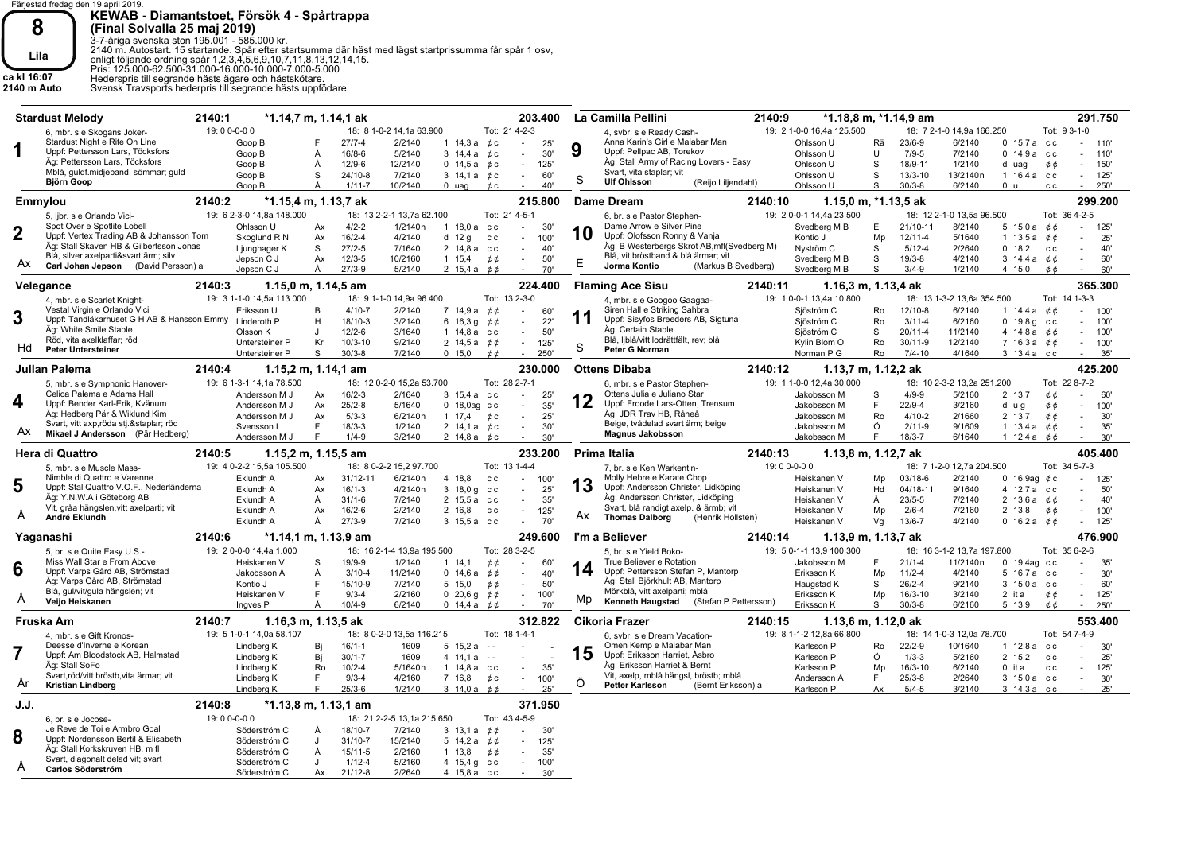Färjestad fredag den 19 april 2019.

# 8 Lila — ca kl 16:07 — 2140 m Auto

## KEWAB - Diamantstoet, Försök 4 - Spårtrappa
**(Final Solvalla 25 maj 2019)**

3-7-åriga svenska ston 195.001 - 585.000 kr.
2140 m. Autostart. 15 startande. Spår efter startsumma där häst med lägst startprissumma får spår 1 osv, enligt följande ordning spår 1,2,3,4,5,6,9,10,7,11,8,13,12,14,15.
Pris: 125.000-62.500-31.000-16.000-10.000-7.000-5.000
Hederspris till segrande hästs ägare och hästskötare.
Svensk Travsports hederspris till segrande hästs uppfödare.

### 1 Stardust Melody — 2140:1 — *1.14,7 m, 1.14,1 ak — 203.400
6, mbr. s e Skogans Joker- Stardust Night e Rite On Line
Uppf: Pettersson Lars, Töcksfors
Äg: Pettersson Lars, Töcksfors
Mblå, guldf.midjeband, sömmar; guld
**Björn Goop**
19: 0 0-0-0 0 | 18: 8 1-0-2 14,1a 63.900 | Tot: 21 4-2-3

| Kusk | Bana | Datum | Lopp | Plac/Tid | | Odds |
|---|---|---|---|---|---|---|
| Goop B | F | 27/7-4 | 2/2140 | 1 14,3 a | ¢ c | 25' |
| Goop B | Å | 16/8-6 | 5/2140 | 3 14,4 a | ¢ c | 30' |
| Goop B | Å | 12/9-6 | 12/2140 | 0 14,5 a | ¢ c | 125' |
| Goop B | S | 24/10-8 | 7/2140 | 3 14,1 a | ¢ c | 60' |
| Goop B | Å | 1/11-7 | 10/2140 | 0 uag | ¢ c | 40' |

### 2 Emmylou — 2140:2 — *1.15,4 m, 1.13,7 ak — 215.800
5, ljbr. s e Orlando Vici- Spot Over e Spotlite Lobell
Uppf: Vertex Trading AB & Johansson Tom
Äg: Stall Skaven HB & Gilbertsson Jonas
Blå, silver axelparti&svart ärm; silv
Ax **Carl Johan Jepson** (David Persson) a
19: 6 2-3-0 14,8a 148.000 | 18: 13 2-2-1 13,7a 62.100 | Tot: 21 4-5-1

| Kusk | Bana | Datum | Lopp | Plac/Tid | | Odds |
|---|---|---|---|---|---|---|
| Ohlsson U | Ax | 4/2-2 | 1/2140n | 1 18,0 a | c c | 30' |
| Skoglund R N | Ax | 16/2-4 | 4/2140 | d 12 g | c c | 100' |
| Ljunghager K | S | 27/2-5 | 7/1640 | 2 14,8 a | c c | 40' |
| Jepson C J | Ax | 12/3-5 | 10/2160 | 1 15,4 | ¢ ¢ | 50' |
| Jepson C J | Å | 27/3-9 | 5/2140 | 2 15,4 a | ¢ ¢ | 70' |

### 3 Velegance — 2140:3 — 1.15,0 m, 1.14,5 am — 224.400
4, mbr. s e Scarlet Knight- Vestal Virgin e Orlando Vici
Uppf: Tandläkarhuset G H AB & Hansson Emmy
Äg: White Smile Stable
Röd, vita axelklaffar; röd
Hd **Peter Untersteiner**
19: 3 1-1-0 14,5a 113.000 | 18: 9 1-1-0 14,9a 96.400 | Tot: 13 2-3-0

| Kusk | Bana | Datum | Lopp | Plac/Tid | | Odds |
|---|---|---|---|---|---|---|
| Eriksson U | B | 4/10-7 | 2/2140 | 7 14,9 a | ¢ ¢ | 60' |
| Linderoth P | H | 18/10-3 | 3/2140 | 6 16,3 g | ¢ ¢ | 22' |
| Olsson K | J | 12/2-6 | 3/1640 | 1 14,8 a | c c | 50' |
| Untersteiner P | Kr | 10/3-10 | 9/2140 | 2 14,5 a | ¢ ¢ | 125' |
| Untersteiner P | S | 30/3-8 | 7/2140 | 0 15,0 | ¢ ¢ | 250' |

### 4 Jullan Palema — 2140:4 — 1.15,2 m, 1.14,1 am — 230.000
5, mbr. s e Symphonic Hanover- Celica Palema e Adams Hall
Uppf: Bender Karl-Erik, Kvänum
Äg: Hedberg Pär & Wiklund Kim
Svart, vitt axp,röda stj.&staplar; röd
Ax **Mikael J Andersson** (Pär Hedberg)
19: 6 1-3-1 14,1a 78.500 | 18: 12 0-2-0 15,2a 53.700 | Tot: 28 2-7-1

| Kusk | Bana | Datum | Lopp | Plac/Tid | | Odds |
|---|---|---|---|---|---|---|
| Andersson M J | Ax | 16/2-3 | 2/1640 | 3 15,4 a | c c | 25' |
| Andersson M J | Ax | 25/2-8 | 5/1640 | 0 18,0ag | c c | 35' |
| Andersson M J | Ax | 5/3-3 | 6/2140n | 1 17,4 | ¢ c | 25' |
| Svensson L | F | 18/3-3 | 1/2140 | 2 14,1 a | ¢ c | 30' |
| Andersson M J | F | 1/4-9 | 3/2140 | 2 14,8 a | ¢ ¢ | 30' |

### 5 Hera di Quattro — 2140:5 — 1.15,2 m, 1.15,5 am — 233.200
5, mbr. s e Muscle Mass- Nimble di Quattro e Varenne
Uppf: Stal Quattro V.O.F., Nederländerna
Äg: Y.N.W.A i Göteborg AB
Vit, gråa hängslen,vitt axelparti; vit
Å **André Eklundh**
19: 4 0-2-2 15,5a 105.500 | 18: 8 0-2-2 15,2 97.700 | Tot: 13 1-4-4

| Kusk | Bana | Datum | Lopp | Plac/Tid | | Odds |
|---|---|---|---|---|---|---|
| Eklundh A | Ax | 31/12-11 | 6/2140n | 4 18,8 | c c | 100' |
| Eklundh A | Ax | 16/1-3 | 4/2140n | 3 18,0 g | c c | 25' |
| Eklundh A | Å | 31/1-6 | 7/2140 | 2 15,5 a | c c | 35' |
| Eklundh A | Ax | 16/2-6 | 2/2140 | 2 16,8 | c c | 125' |
| Eklundh A | Å | 27/3-9 | 7/2140 | 3 15,5 a | c c | 70' |

### 6 Yaganashi — 2140:6 — *1.14,1 m, 1.13,9 am — 249.600
5, br. s e Quite Easy U.S.- Miss Wall Star e From Above
Uppf: Varps Gård AB, Strömstad
Äg: Varps Gård AB, Strömstad
Blå, gul/vit/gula hängslen; vit
Å **Veijo Heiskanen**
19: 2 0-0-0 14,4a 1.000 | 18: 16 2-1-4 13,9a 195.500 | Tot: 28 3-2-5

| Kusk | Bana | Datum | Lopp | Plac/Tid | | Odds |
|---|---|---|---|---|---|---|
| Heiskanen V | S | 19/9-9 | 1/2140 | 1 14,1 | ¢ ¢ | 60' |
| Jakobsson A | Å | 3/10-4 | 11/2140 | 0 14,6 a | ¢ ¢ | 40' |
| Kontio J | F | 15/10-9 | 7/2140 | 5 15,0 | ¢ ¢ | 50' |
| Heiskanen V | F | 9/3-4 | 2/2160 | 0 20,6 g | ¢ ¢ | 100' |
| Ingves P | Å | 10/4-9 | 6/2140 | 0 14,4 a | ¢ ¢ | 70' |

### 7 Fruska Am — 2140:7 — 1.16,3 m, 1.13,5 ak — 312.822
4, mbr. s e Gift Kronos- Deesse d'Inverne e Korean
Uppf: Am Bloodstock AB, Halmstad
Äg: Stall SoFo
Svart,röd/vitt böstb,vita ärmar; vit
År **Kristian Lindberg**
19: 5 1-0-1 14,0a 58.107 | 18: 8 0-2-0 13,5a 116.215 | Tot: 18 1-4-1

| Kusk | Bana | Datum | Lopp | Plac/Tid | | Odds |
|---|---|---|---|---|---|---|
| Lindberg K | Bj | 16/1-1 | 1609 | 5 15,2 a | - - | - |
| Lindberg K | Bj | 30/1-7 | 1609 | 4 14,1 a | - - | - |
| Lindberg K | Ro | 10/2-4 | 5/1640n | 1 14,8 a | c c | 35' |
| Lindberg K | F | 9/3-4 | 4/2160 | 7 16,8 | ¢ ¢ | 100' |
| Lindberg K | F | 25/3-6 | 1/2140 | 3 14,0 a | ¢ ¢ | 25' |

### 8 J.J. — 2140:8 — *1.13,8 m, 1.13,1 am — 371.950
6, br. s e Jocose- Je Reve de Toi e Armbro Goal
Uppf: Nordensson Bertil & Elisabeth
Äg: Stall Korkskruven HB, m fl
Svart, diagonalt delad vit; svart
Å **Carlos Söderström**
19: 0 0-0-0 0 | 18: 21 2-2-5 13,1a 215.650 | Tot: 43 4-5-9

| Kusk | Bana | Datum | Lopp | Plac/Tid | | Odds |
|---|---|---|---|---|---|---|
| Söderström C | Å | 18/10-7 | 7/2140 | 3 13,1 a | ¢ ¢ | 30' |
| Söderström C | J | 31/10-7 | 15/2140 | 5 14,2 a | ¢ ¢ | 125' |
| Söderström C | Å | 15/11-5 | 2/2160 | 1 13,8 | ¢ ¢ | 35' |
| Söderström C | J | 1/12-4 | 5/2160 | 4 15,4 g | c c | 100' |
| Söderström C | Ax | 21/12-8 | 2/2640 | 4 15,8 a | c c | 30' |

### 9 La Camilla Pellini — 2140:9 — *1.18,8 m, *1.14,9 am — 291.750
4, svbr. s e Ready Cash- Anna Karin's Girl e Malabar Man
Uppf: Pellpac AB, Torekov
Äg: Stall Army of Racing Lovers - Easy
Svart, vita staplar; vit
S **Ulf Ohlsson** (Reijo Liljendahl)
19: 2 1-0-0 16,4a 125.500 | 18: 7 2-1-0 14,9a 166.250 | Tot: 9 3-1-0

| Kusk | Bana | Datum | Lopp | Plac/Tid | | Odds |
|---|---|---|---|---|---|---|
| Ohlsson U | Rä | 23/6-9 | 6/2140 | 0 15,7 a | c c | 110' |
| Ohlsson U | U | 7/9-5 | 7/2140 | 0 14,9 a | c c | 110' |
| Ohlsson U | S | 18/9-11 | 1/2140 | d uag | ¢ ¢ | 150' |
| Ohlsson U | S | 13/3-10 | 13/2140n | 1 16,4 a | c c | 125' |
| Ohlsson U | S | 30/3-8 | 6/2140 | 0 u | c c | 250' |

### 10 Dame Dream — 2140:10 — 1.15,0 m, *1.13,5 ak — 299.200
6, br. s e Pastor Stephen- Dame Arrow e Silver Pine
Uppf: Olofsson Ronny & Vanja
Äg: B Westerbergs Skrot AB,mfl(Svedberg M)
Blå, vit bröstband & blå ärmar; vit
E **Jorma Kontio** (Markus B Svedberg)
19: 2 0-0-1 14,4a 23.500 | 18: 12 2-1-0 13,5a 96.500 | Tot: 36 4-2-5

| Kusk | Bana | Datum | Lopp | Plac/Tid | | Odds |
|---|---|---|---|---|---|---|
| Svedberg M B | E | 21/10-11 | 8/2140 | 5 15,0 a | ¢ ¢ | 125' |
| Kontio J | Mp | 12/11-4 | 5/1640 | 1 13,5 a | ¢ ¢ | 25' |
| Nyström C | S | 5/12-4 | 2/2640 | 0 18,2 | c c | 40' |
| Svedberg M B | S | 19/3-8 | 4/2140 | 3 14,4 a | ¢ ¢ | 60' |
| Svedberg M B | S | 3/4-9 | 1/2140 | 4 15,0 | ¢ ¢ | 60' |

### 11 Flaming Ace Sisu — 2140:11 — 1.16,3 m, 1.13,4 ak — 365.300
4, mbr. s e Googoo Gaagaa- Siren Hall e Striking Sahbra
Uppf: Sisyfos Breeders AB, Sigtuna
Äg: Certain Stable
Blå, ljblå/vitt lodrättfält, rev; blå
S **Peter G Norman**
19: 1 0-0-1 13,4a 10.800 | 18: 13 1-3-2 13,6a 354.500 | Tot: 14 1-3-3

| Kusk | Bana | Datum | Lopp | Plac/Tid | | Odds |
|---|---|---|---|---|---|---|
| Sjöström C | Ro | 12/10-8 | 6/2140 | 1 14,4 a | ¢ ¢ | 100' |
| Sjöström C | Ro | 3/11-4 | 6/2160 | 0 19,8 g | c c | 100' |
| Sjöström C | S | 20/11-4 | 11/2140 | 4 14,8 a | ¢ c | 100' |
| Kylin Blom O | Ro | 30/11-9 | 12/2140 | 7 16,3 a | ¢ ¢ | 100' |
| Norman P G | Ro | 7/4-10 | 4/1640 | 3 13,4 a | c c | 35' |

### 12 Ottens Dibaba — 2140:12 — 1.13,7 m, 1.12,2 ak — 425.200
6, mbr. s e Pastor Stephen- Ottens Julia e Juliano Star
Uppf: Froode Lars-Otten, Trensum
Äg: JDR Trav HB, Råneå
Beige, tvådelad svart ärm; beige
**Magnus Jakobsson**
19: 1 1-0-0 12,4a 30.000 | 18: 10 2-3-2 13,2a 251.200 | Tot: 22 8-7-2

| Kusk | Bana | Datum | Lopp | Plac/Tid | | Odds |
|---|---|---|---|---|---|---|
| Jakobsson M | S | 4/9-9 | 5/2160 | 2 13,7 | ¢ ¢ | 60' |
| Jakobsson M | F | 22/9-4 | 3/2160 | d u g | ¢ ¢ | 100' |
| Jakobsson M | Ro | 4/10-2 | 2/1660 | 2 13,7 | ¢ ¢ | 30' |
| Jakobsson M | Ö | 2/11-9 | 9/1609 | 1 13,4 a | ¢ ¢ | 35' |
| Jakobsson M | F | 18/3-7 | 6/1640 | 1 12,4 a | ¢ ¢ | 30' |

### 13 Prima Italia — 2140:13 — 1.13,8 m, 1.12,7 ak — 405.400
7, br. s e Ken Warkentin- Molly Hebre e Karate Chop
Uppf: Andersson Christer, Lidköping
Äg: Andersson Christer, Lidköping
Svart, blå randigt axelp. & ärmb; vit
Ax **Thomas Dalborg** (Henrik Hollsten)
19: 0 0-0-0 0 | 18: 7 1-2-0 12,7a 204.500 | Tot: 34 5-7-3

| Kusk | Bana | Datum | Lopp | Plac/Tid | | Odds |
|---|---|---|---|---|---|---|
| Heiskanen V | Mp | 03/18-6 | 2/2140 | 0 16,9ag | ¢ c | 125' |
| Heiskanen V | Hd | 04/18-11 | 9/1640 | 4 12,7 a | c c | 50' |
| Heiskanen V | Å | 23/5-5 | 7/2140 | 2 13,6 a | ¢ ¢ | 40' |
| Heiskanen V | Mp | 2/6-4 | 7/2160 | 2 13,8 | ¢ ¢ | 100' |
| Heiskanen V | Vg | 13/6-7 | 4/2140 | 0 16,2 a | ¢ ¢ | 125' |

### 14 I'm a Believer — 2140:14 — 1.13,9 m, 1.13,7 ak — 476.900
5, br. s e Yield Boko- True Believer e Rotation
Uppf: Pettersson Stefan P, Mantorp
Äg: Stall Björkhult AB, Mantorp
Mörkblå, vitt axelparti; mblå
Mp **Kenneth Haugstad** (Stefan P Pettersson)
19: 5 0-1-1 13,9 100.300 | 18: 16 3-1-2 13,7a 197.800 | Tot: 35 6-2-6

| Kusk | Bana | Datum | Lopp | Plac/Tid | | Odds |
|---|---|---|---|---|---|---|
| Jakobsson M | F | 21/1-4 | 11/2140n | 0 19,4ag | c c | 35' |
| Eriksson K | Mp | 11/2-4 | 4/2140 | 5 16,7 a | c c | 30' |
| Haugstad K | S | 26/2-4 | 9/2140 | 3 15,0 a | c c | 60' |
| Eriksson K | Mp | 16/3-10 | 3/2140 | 2 it a | ¢ ¢ | 125' |
| Eriksson K | S | 30/3-8 | 6/2160 | 5 13,9 | ¢ ¢ | 250' |

### 15 Cikoria Frazer — 2140:15 — 1.13,6 m, 1.12,0 ak — 553.400
6, svbr. s e Dream Vacation- Omen Kemp e Malabar Man
Uppf: Eriksson Harriet, Åsbro
Äg: Eriksson Harriet & Bernt
Vit, axelp, mblå hängsl, bröstb; mblå
Ö **Petter Karlsson** (Bernt Eriksson) a
19: 8 1-1-2 12,8a 66.800 | 18: 14 1-0-3 12,0a 78.700 | Tot: 54 7-4-9

| Kusk | Bana | Datum | Lopp | Plac/Tid | | Odds |
|---|---|---|---|---|---|---|
| Karlsson P | Ro | 22/2-9 | 10/1640 | 1 12,8 a | c c | 30' |
| Karlsson P | Ö | 1/3-3 | 5/2160 | 2 15,2 | c c | 25' |
| Karlsson P | Mp | 16/3-10 | 6/2140 | 0 it a | c c | 125' |
| Andersson A | F | 25/3-8 | 2/2640 | 3 15,0 a | c c | 30' |
| Karlsson P | Ax | 5/4-5 | 3/2140 | 3 14,3 a | c c | 25' |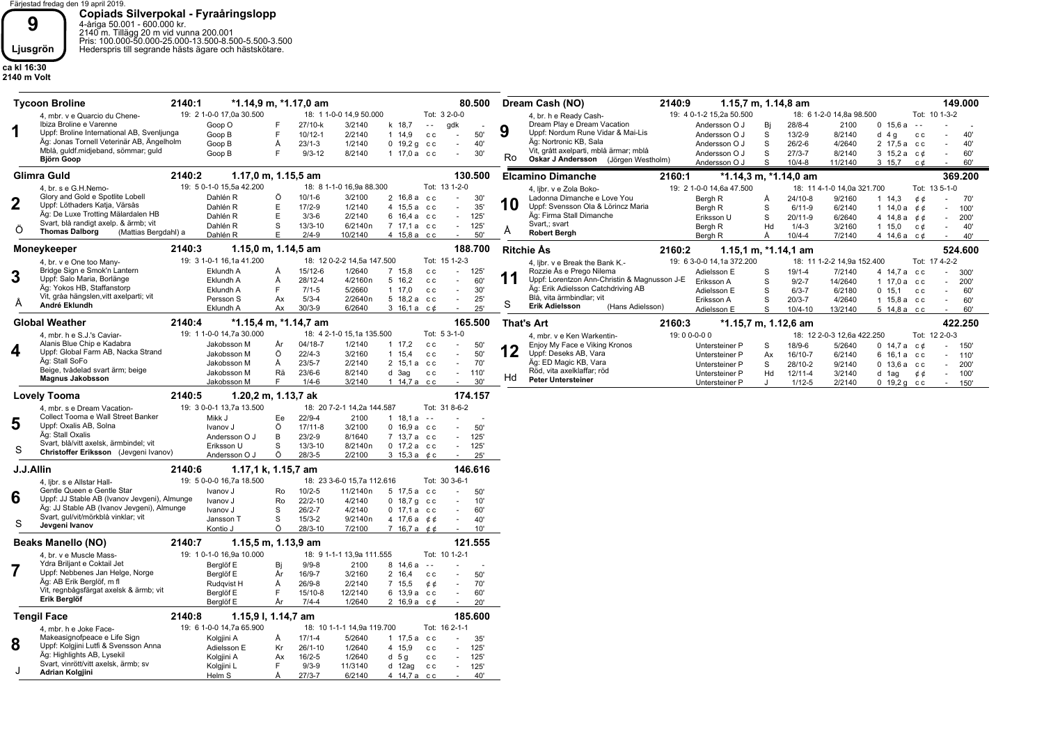Färjestad fredag den 19 april 2019.

# 9 Ljusgrön

ca kl 16:30
2140 m Volt

## Copiads Silverpokal - Fyraåringslopp

4-åriga 50.001 - 600.000 kr.
2140 m. Tillägg 20 m vid vunna 200.001
Pris: 100.000-50.000-25.000-13.500-8.500-5.500-3.500
Hederspris till segrande hästs ägare och hästskötare.

### 1 Tycoon Broline — 2140:1 — *1.14,9 m, *1.17,0 am — 80.500

4, mbr. v e Quarcio du Chene- Ibiza Broline e Varenne
Uppf: Broline International AB, Svenljunga
Äg: Jonas Tornell Veterinär AB, Ängelholm
Mblå, guldf.midjeband, sömmar; guld
**Björn Goop**

19: 2 1-0-0 17,0a 30.500 — 18: 1 1-0-0 14,9 50.000 — Tot: 3 2-0-0

| Kusk | Bana | Datum | Lopp | Plac/Tid | | Odds | Pris |
|---|---|---|---|---|---|---|---|
| Goop O | F | 27/10-k | 3/2140 | k 18,7 | - - | gdk | - |
| Goop B | F | 10/12-1 | 2/2140 | 1 14,9 | c c | - | 50' |
| Goop B | Å | 23/1-3 | 1/2140 | 0 19,2 g | c c | - | 40' |
| Goop B | F | 9/3-12 | 8/2140 | 1 17,0 a | c c | - | 30' |

### 2 Glimra Guld — 2140:2 — 1.17,0 m, 1.15,5 am — 130.500

4, br. s e G.H.Nemo- Glory and Gold e Spotlite Lobell
Uppf: Löthaders Katja, Värsås
Äg: De Luxe Trotting Mälardalen HB
Svart, blå randigt axelp. & ärmb; vit
**Thomas Dalborg** (Mattias Bergdahl) a
Ö

19: 5 0-1-0 15,5a 42.200 — 18: 8 1-1-0 16,9a 88.300 — Tot: 13 1-2-0

| Kusk | Bana | Datum | Lopp | Plac/Tid | | Odds | Pris |
|---|---|---|---|---|---|---|---|
| Dahlén R | Ö | 10/1-6 | 3/2100 | 2 16,8 a | c c | - | 30' |
| Dahlén R | E | 17/2-9 | 1/2140 | 4 15,5 a | c c | - | 35' |
| Dahlén R | E | 3/3-6 | 2/2140 | 6 16,4 a | c c | - | 125' |
| Dahlén R | S | 13/3-10 | 6/2140n | 7 17,1 a | c c | - | 125' |
| Dahlén R | E | 2/4-9 | 10/2140 | 4 15,8 a | c c | - | 50' |

### 3 Moneykeeper — 2140:3 — 1.15,0 m, 1.14,5 am — 188.700

4, br. v e One too Many- Bridge Sign e Smok'n Lantern
Uppf: Salo Maria, Borlänge
Äg: Yokos HB, Staffanstorp
Vit, gråa hängslen,vitt axelparti; vit
**André Eklundh**
Å

19: 3 1-0-1 16,1a 41.200 — 18: 12 0-2-2 14,5a 147.500 — Tot: 15 1-2-3

| Kusk | Bana | Datum | Lopp | Plac/Tid | | Odds | Pris |
|---|---|---|---|---|---|---|---|
| Eklundh A | Å | 15/12-6 | 1/2640 | 7 15,8 | c c | - | 125' |
| Eklundh A | Å | 28/12-4 | 4/2160n | 5 16,2 | c c | - | 60' |
| Eklundh A | F | 7/1-5 | 5/2660 | 1 17,0 | c c | - | 30' |
| Persson S | Ax | 5/3-4 | 2/2640n | 5 18,2 a | c c | - | 25' |
| Eklundh A | Ax | 30/3-9 | 6/2640 | 3 16,1 a | c ¢ | - | 25' |

### 4 Global Weather — 2140:4 — *1.15,4 m, *1.14,7 am — 165.500

4, mbr. h e S.J.'s Caviar- Alanis Blue Chip e Kadabra
Uppf: Global Farm AB, Nacka Strand
Äg: Stall SoFo
Beige, tvådelad svart ärm; beige
**Magnus Jakobsson**

19: 1 1-0-0 14,7a 30.000 — 18: 4 2-1-0 15,1a 135.500 — Tot: 5 3-1-0

| Kusk | Bana | Datum | Lopp | Plac/Tid | | Odds | Pris |
|---|---|---|---|---|---|---|---|
| Jakobsson M | År | 04/18-7 | 1/2140 | 1 17,2 | c c | - | 50' |
| Jakobsson M | Ö | 22/4-3 | 3/2160 | 1 15,4 | c c | - | 50' |
| Jakobsson M | Å | 23/5-7 | 2/2140 | 2 15,1 a | c c | - | 70' |
| Jakobsson M | Rä | 23/6-6 | 8/2140 | d 3ag | c c | - | 110' |
| Jakobsson M | F | 1/4-6 | 3/2140 | 1 14,7 a | c c | - | 30' |

### 5 Lovely Tooma — 2140:5 — 1.20,2 m, 1.13,7 ak — 174.157

4, mbr. s e Dream Vacation- Collect Tooma e Wall Street Banker
Uppf: Oxalis AB, Solna
Äg: Stall Oxalis
Svart, blå/vitt axelsk, ärmbindel; vit
**Christoffer Eriksson** (Jevgeni Ivanov)
S

19: 3 0-0-1 13,7a 13.500 — 18: 20 7-2-1 14,2a 144.587 — Tot: 31 8-6-2

| Kusk | Bana | Datum | Lopp | Plac/Tid | | Odds | Pris |
|---|---|---|---|---|---|---|---|
| Mikk J | Ee | 22/9-4 | 2100 | 1 18,1 a | - - | - | - |
| Ivanov J | Ö | 17/11-8 | 3/2100 | 0 16,9 a | c c | - | 50' |
| Andersson O J | B | 23/2-9 | 8/1640 | 7 13,7 a | c c | - | 125' |
| Eriksson U | S | 13/3-10 | 8/2140n | 0 17,2 a | c c | - | 125' |
| Andersson O J | Ö | 28/3-5 | 2/2100 | 3 15,3 a | ¢ c | - | 25' |

### 6 J.J.Allin — 2140:6 — 1.17,1 k, 1.15,7 am — 146.616

4, ljbr. s e Allstar Hall- Gentle Queen e Gentle Star
Uppf: JJ Stable AB (Ivanov Jevgeni), Almunge
Äg: JJ Stable AB (Ivanov Jevgeni), Almunge
Svart, gul/vit/mörkblå vinklar; vit
**Jevgeni Ivanov**
S

19: 5 0-0-0 16,7a 18.500 — 18: 23 3-6-0 15,7a 112.616 — Tot: 30 3-6-1

| Kusk | Bana | Datum | Lopp | Plac/Tid | | Odds | Pris |
|---|---|---|---|---|---|---|---|
| Ivanov J | Ro | 10/2-5 | 11/2140n | 5 17,5 a | c c | - | 50' |
| Ivanov J | Ro | 22/2-10 | 4/2140 | 0 18,7 g | c c | - | 10' |
| Ivanov J | S | 26/2-7 | 4/2140 | 0 17,1 a | c c | - | 60' |
| Jansson T | S | 15/3-2 | 9/2140n | 4 17,6 a | ¢ ¢ | - | 40' |
| Kontio J | Ö | 28/3-10 | 7/2100 | 7 16,7 a | ¢ ¢ | - | 10' |

### 7 Beaks Manello (NO) — 2140:7 — 1.15,5 m, 1.13,9 am — 121.555

4, br. v e Muscle Mass- Ydra Briljant e Coktail Jet
Uppf: Nebbenes Jan Helge, Norge
Äg: AB Erik Berglöf, m fl
Vit, regnbågsfärgat axelsk & ärmb; vit
**Erik Berglöf**

19: 1 0-1-0 16,9a 10.000 — 18: 9 1-1-1 13,9a 111.555 — Tot: 10 1-2-1

| Kusk | Bana | Datum | Lopp | Plac/Tid | | Odds | Pris |
|---|---|---|---|---|---|---|---|
| Berglöf E | Bj | 9/9-8 | 2100 | 8 14,6 a | - - | - | - |
| Berglöf E | År | 16/9-7 | 3/2160 | 2 16,4 | c c | - | 50' |
| Rudqvist H | Å | 26/9-8 | 2/2140 | 7 15,5 | ¢ ¢ | - | 70' |
| Berglöf E | F | 15/10-8 | 12/2140 | 6 13,9 a | c c | - | 60' |
| Berglöf E | År | 7/4-4 | 1/2640 | 2 16,9 a | c ¢ | - | 20' |

### 8 Tengil Face — 2140:8 — 1.15,9 l, 1.14,7 am — 185.600

4, mbr. h e Joke Face- Makeasignofpeace e Life Sign
Uppf: Kolgjini Lutfi & Svensson Anna
Äg: Highlights AB, Lysekil
Svart, vinrött/vitt axelsk, ärmb; sv
**Adrian Kolgjini**
J

19: 6 1-0-0 14,7a 65.900 — 18: 10 1-1-1 14,9a 119.700 — Tot: 16 2-1-1

| Kusk | Bana | Datum | Lopp | Plac/Tid | | Odds | Pris |
|---|---|---|---|---|---|---|---|
| Kolgjini A | Å | 17/1-4 | 5/2640 | 1 17,5 a | c c | - | 35' |
| Adielsson E | Kr | 26/1-10 | 1/2640 | 4 15,9 | c c | - | 125' |
| Kolgjini A | Ax | 16/2-5 | 1/2640 | d 5g | c c | - | 125' |
| Kolgjini L | F | 9/3-9 | 11/3140 | d 12ag | c c | - | 125' |
| Helm S | Å | 27/3-7 | 6/2140 | 4 14,7 a | c c | - | 40' |

### 9 Dream Cash (NO) — 2140:9 — 1.15,7 m, 1.14,8 am — 149.000

4, br. h e Ready Cash- Dream Play e Dream Vacation
Uppf: Nordum Rune Vidar & Mai-Lis
Äg: Nortronic KB, Sala
Vit, grått axelparti, mblå ärmar; mblå
**Oskar J Andersson** (Jörgen Westholm)
Ro

19: 4 0-1-2 15,2a 50.500 — 18: 6 1-2-0 14,8a 98.500 — Tot: 10 1-3-2

| Kusk | Bana | Datum | Lopp | Plac/Tid | | Odds | Pris |
|---|---|---|---|---|---|---|---|
| Andersson O J | Bj | 28/8-4 | 2100 | 0 15,6 a | - - | - | - |
| Andersson O J | S | 13/2-9 | 8/2140 | d 4 g | c c | - | 40' |
| Andersson O J | S | 26/2-6 | 4/2640 | 2 17,5 a | c c | - | 40' |
| Andersson O J | S | 27/3-7 | 8/2140 | 3 15,2 a | c ¢ | - | 60' |
| Andersson O J | S | 10/4-8 | 11/2140 | 3 15,7 | c ¢ | - | 60' |

### 10 Elcamino Dimanche — 2160:1 — *1.14,3 m, *1.14,0 am — 369.200

4, ljbr. v e Zola Boko- Ladonna Dimanche e Love You
Uppf: Svensson Ola & Lörincz Maria
Äg: Firma Stall Dimanche
Svart,; svart
**Robert Bergh**
Å

19: 2 1-0-0 14,6a 47.500 — 18: 11 4-1-0 14,0a 321.700 — Tot: 13 5-1-0

| Kusk | Bana | Datum | Lopp | Plac/Tid | | Odds | Pris |
|---|---|---|---|---|---|---|---|
| Bergh R | Å | 24/10-8 | 9/2160 | 1 14,3 | ¢ ¢ | - | 70' |
| Bergh R | S | 6/11-9 | 6/2140 | 1 14,0 a | ¢ ¢ | - | 100' |
| Eriksson U | S | 20/11-9 | 6/2640 | 4 14,8 a | ¢ ¢ | - | 200' |
| Bergh R | Hd | 1/4-3 | 3/2160 | 1 15,0 | c ¢ | - | 40' |
| Bergh R | Å | 10/4-4 | 7/2140 | 4 14,6 a | c ¢ | - | 40' |

### 11 Ritchie Ås — 2160:2 — 1.15,1 m, *1.14,1 am — 524.600

4, ljbr. v e Break the Bank K.- Rozzie Ås e Prego Nilema
Uppf: Lorentzon Ann-Christin & Magnusson J-E
Äg: Erik Adielsson Catchdriving AB
Blå, vita ärmbindlar; vit
**Erik Adielsson** (Hans Adielsson)
S

19: 6 3-0-0 14,1a 372.200 — 18: 11 1-2-2 14,9a 152.400 — Tot: 17 4-2-2

| Kusk | Bana | Datum | Lopp | Plac/Tid | | Odds | Pris |
|---|---|---|---|---|---|---|---|
| Adielsson E | S | 19/1-4 | 7/2140 | 4 14,7 a | c c | - | 300' |
| Eriksson A | S | 9/2-7 | 14/2640 | 1 17,0 a | c c | - | 200' |
| Adielsson E | S | 6/3-7 | 6/2180 | 0 15,1 | c c | - | 60' |
| Eriksson A | S | 20/3-7 | 4/2640 | 1 15,8 a | c c | - | 60' |
| Adielsson E | S | 10/4-10 | 13/2140 | 5 14,8 a | c c | - | 60' |

### 12 That's Art — 2160:3 — *1.15,7 m, 1.12,6 am — 422.250

4, mbr. v e Ken Warkentin- Enjoy My Face e Viking Kronos
Uppf: Deseks AB, Vara
Äg: ED Magic KB, Vara
Röd, vita axelklaffar; röd
**Peter Untersteiner**
Hd

19: 0 0-0-0 0 — 18: 12 2-0-3 12,6a 422.250 — Tot: 12 2-0-3

| Kusk | Bana | Datum | Lopp | Plac/Tid | | Odds | Pris |
|---|---|---|---|---|---|---|---|
| Untersteiner P | S | 18/9-6 | 5/2640 | 0 14,7 a | c ¢ | - | 150' |
| Untersteiner P | Ax | 16/10-7 | 6/2140 | 6 16,1 a | c c | - | 110' |
| Untersteiner P | S | 28/10-2 | 9/2140 | 0 13,6 a | c c | - | 200' |
| Untersteiner P | Hd | 12/11-4 | 3/2140 | d 1ag | ¢ ¢ | - | 100' |
| Untersteiner P | J | 1/12-5 | 2/2140 | 0 19,2 g | c c | - | 150' |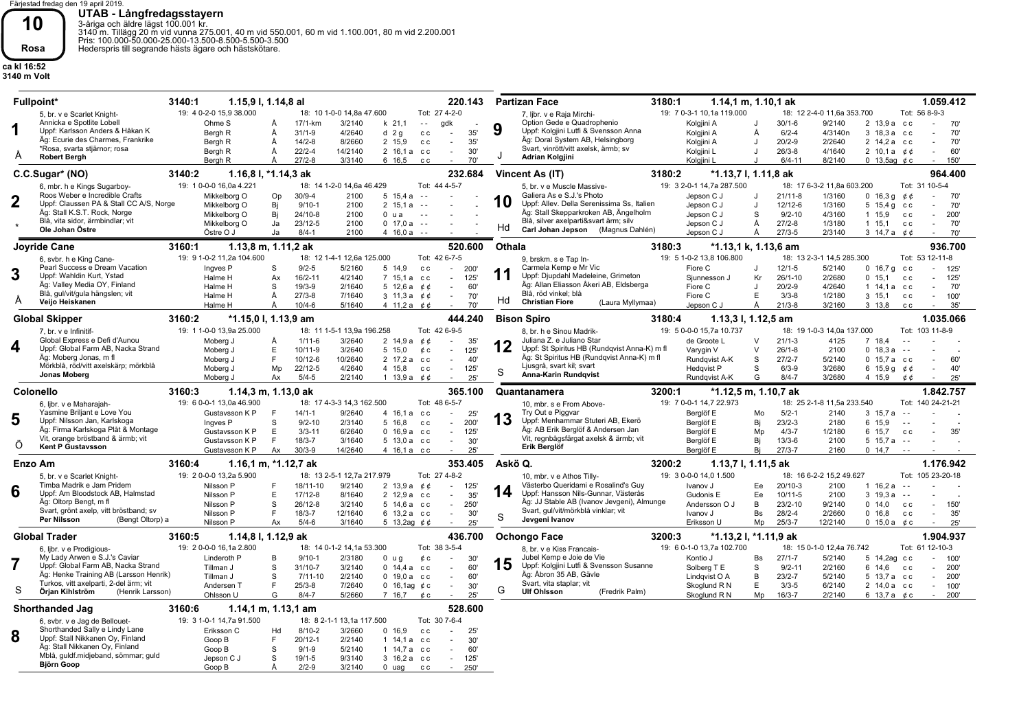Färjestad fredag den 19 april 2019.

# 10 Rosa

**ca kl 16:52**
**3140 m Volt**

## UTAB - Långfredagsstayern

3-åriga och äldre lägst 100.001 kr.
3140 m. Tillägg 20 m vid vunna 275.001, 40 m vid 550.001, 60 m vid 1.100.001, 80 m vid 2.200.001
Pris: 100.000-50.000-25.000-13.500-8.500-5.500-3.500
Hederspris till segrande hästs ägare och hästskötare.

### 1 Fullpoint* — 3140:1 — 1.15,9 l, 1.14,8 al — 220.143

5, br. v e Scarlet Knight-Annicka e Spotlite Lobell
Uppf: Karlsson Anders & Håkan K
Äg: Ecurie des Charmes, Frankrike
*Rosa, svarta stjärnor; rosa
**Robert Bergh** (Å)

19: 4 0-2-0 15,9 38.000 — 18: 10 1-0-0 14,8a 47.600 — Tot: 27 4-2-0

| Kusk | Bana | Datum | Lopp/Distans | Plac/Tid | | Odds | Pris |
|---|---|---|---|---|---|---|---|
| Ohme S | Å | 17/1-km | 3/2140 | k 21,1 | - - | gdk | - |
| Bergh R | Å | 31/1-9 | 4/2640 | d 2 g | c c | - | 35' |
| Bergh R | Å | 14/2-8 | 8/2660 | 2 15,9 | c c | - | 35' |
| Bergh R | Å | 22/2-4 | 14/2140 | 2 16,1 a | c c | - | 30' |
| Bergh R | Å | 27/2-8 | 3/3140 | 6 16,5 | c c | - | 70' |

### 2 C.C.Sugar* (NO) — 3140:2 — 1.16,8 l, *1.14,3 ak — 232.684

6, mbr. h e Kings Sugarboy-Roos Weber e Incredible Crafts
Uppf: Claussen PA & Stall CC A/S, Norge
Äg: Stall K.S.T. Rock, Norge
Blå, vita sidor, ärmbindlar; vit
**Ole Johan Östre** (*)

19: 1 0-0-0 16,0a 4.221 — 18: 14 1-2-0 14,6a 46.429 — Tot: 44 4-5-7

| Kusk | Bana | Datum | Lopp/Distans | Plac/Tid | | Odds | Pris |
|---|---|---|---|---|---|---|---|
| Mikkelborg O | Op | 30/9-4 | 2100 | 5 15,4 a | - - | - | - |
| Mikkelborg O | Bj | 9/10-1 | 2100 | 2 15,1 a | - - | - | - |
| Mikkelborg O | Bj | 24/10-8 | 2100 | 0 u a | - - | - | - |
| Mikkelborg O | Ja | 23/12-5 | 2100 | 0 17,0 a | - - | - | - |
| Östre O J | Ja | 8/4-1 | 2100 | 4 16,0 a | - - | - | - |

### 3 Joyride Cane — 3160:1 — 1.13,8 m, 1.11,2 ak — 520.600

6, svbr. h e King Cane-Pearl Success e Dream Vacation
Uppf: Wahldin Kurt, Ystad
Äg: Valley Media OY, Finland
Blå, gul/vit/gula hängslen; vit
**Veijo Heiskanen** (Å)

19: 9 1-0-2 11,2a 104.600 — 18: 12 1-4-1 12,6a 125.000 — Tot: 42 6-7-5

| Kusk | Bana | Datum | Lopp/Distans | Plac/Tid | | Odds | Pris |
|---|---|---|---|---|---|---|---|
| Ingves P | S | 9/2-5 | 5/2160 | 5 14,9 | c c | - | 200' |
| Halme H | Ax | 16/2-11 | 4/2140 | 7 15,1 a | c c | - | 125' |
| Halme H | S | 19/3-9 | 2/1640 | 5 12,6 a | ¢ ¢ | - | 60' |
| Halme H | Å | 27/3-8 | 7/1640 | 3 11,3 a | ¢ ¢ | - | 70' |
| Halme H | Å | 10/4-6 | 5/1640 | 4 11,2 a | ¢ ¢ | - | 70' |

### 4 Global Skipper — 3160:2 — *1.15,0 l, 1.13,9 am — 444.240

7, br. v e Infinitif-Global Express e Defi d'Aunou
Uppf: Global Farm AB, Nacka Strand
Äg: Moberg Jonas, m fl
Mörkblå, röd/vitt axelskärp; mörkblå
**Jonas Moberg**

19: 1 1-0-0 13,9a 25.000 — 18: 11 1-5-1 13,9a 196.258 — Tot: 42 6-9-5

| Kusk | Bana | Datum | Lopp/Distans | Plac/Tid | | Odds | Pris |
|---|---|---|---|---|---|---|---|
| Moberg J | Å | 1/11-6 | 3/2640 | 2 14,9 a | ¢ ¢ | - | 35' |
| Moberg J | E | 10/11-9 | 3/2640 | 5 15,0 | ¢ c | - | 125' |
| Moberg J | F | 10/12-6 | 10/2640 | 2 17,2 a | c c | - | 40' |
| Moberg J | Mp | 22/12-5 | 4/2640 | 4 15,8 | c c | - | 125' |
| Moberg J | Ax | 5/4-5 | 2/2140 | 1 13,9 a | ¢ ¢ | - | 25' |

### 5 Colonello — 3160:3 — 1.14,3 m, 1.13,0 ak — 365.100

6, ljbr. v e Maharajah-Yasmine Briljant e Love You
Uppf: Nilsson Jan, Karlskoga
Äg: Firma Karlskoga Plåt & Montage
Vit, orange bröstband & ärmb; vit
**Kent P Gustavsson** (Ö)

19: 6 0-0-1 13,0a 46.900 — 18: 17 4-3-3 14,3 162.500 — Tot: 48 6-5-7

| Kusk | Bana | Datum | Lopp/Distans | Plac/Tid | | Odds | Pris |
|---|---|---|---|---|---|---|---|
| Gustavsson K P | F | 14/1-1 | 9/2640 | 4 16,1 a | c c | - | 25' |
| Ingves P | S | 9/2-10 | 2/3140 | 5 16,8 | c c | - | 200' |
| Gustavsson K P | E | 3/3-11 | 6/2640 | 0 16,9 a | c c | - | 125' |
| Gustavsson K P | F | 18/3-7 | 3/1640 | 5 13,0 a | c c | - | 30' |
| Gustavsson K P | Ax | 30/3-9 | 14/2640 | 4 16,1 a | c c | - | 25' |

### 6 Enzo Am — 3160:4 — 1.16,1 m, *1.12,7 ak — 353.405

5, br. v e Scarlet Knight-Timba Madrik e Jam Pridem
Uppf: Am Bloodstock AB, Halmstad
Äg: Oltorp Bengt, m fl
Svart, grönt axelp, vitt bröstband; sv
**Per Nilsson** (Bengt Oltorp) a

19: 2 0-0-0 13,2a 5.900 — 18: 13 2-5-1 12,7a 217.979 — Tot: 27 4-8-2

| Kusk | Bana | Datum | Lopp/Distans | Plac/Tid | | Odds | Pris |
|---|---|---|---|---|---|---|---|
| Nilsson P | F | 18/11-10 | 9/2140 | 2 13,9 a | ¢ ¢ | - | 125' |
| Nilsson P | E | 17/12-8 | 8/1640 | 2 12,9 a | c c | - | 35' |
| Nilsson P | S | 26/12-8 | 3/2140 | 5 14,6 a | c c | - | 250' |
| Nilsson P | F | 18/3-7 | 12/1640 | 6 13,2 a | c c | - | 30' |
| Nilsson P | Ax | 5/4-6 | 3/1640 | 5 13,2ag | ¢ ¢ | - | 25' |

### 7 Global Trader — 3160:5 — 1.14,8 l, 1.12,9 ak — 436.700

6, ljbr. v e Prodigious-My Lady Arwen e S.J.'s Caviar
Uppf: Global Farm AB, Nacka Strand
Äg: Henke Training AB (Larsson Henrik)
Turkos, vitt axelparti, 2-del ärm; vit
**Örjan Kihlström** (Henrik Larsson) (S)

19: 2 0-0-0 16,1a 2.800 — 18: 14 0-1-2 14,1a 53.300 — Tot: 38 3-5-4

| Kusk | Bana | Datum | Lopp/Distans | Plac/Tid | | Odds | Pris |
|---|---|---|---|---|---|---|---|
| Linderoth P | B | 9/10-1 | 2/3180 | 0 u g | ¢ c | - | 30' |
| Tillman J | S | 31/10-7 | 3/2140 | 0 14,4 a | c c | - | 60' |
| Tillman J | S | 7/11-10 | 2/2140 | 0 19,0 a | c c | - | 60' |
| Andersen T | F | 25/3-8 | 7/2640 | 0 16,1ag | ¢ c | - | 30' |
| Ohlsson U | G | 8/4-7 | 5/2660 | 7 16,7 | ¢ c | - | 25' |

### 8 Shorthanded Jag — 3160:6 — 1.14,1 m, 1.13,1 am — 528.600

6, svbr. v e Jag de Bellouet-Shorthanded Sally e Lindy Lane
Uppf: Stall Nikkanen Oy, Finland
Äg: Stall Nikkanen Oy, Finland
Mblå, guld.midjeband, sömmar; guld
**Björn Goop**

19: 3 1-0-1 14,7a 91.500 — 18: 8 2-1-1 13,1a 117.500 — Tot: 30 7-6-4

| Kusk | Bana | Datum | Lopp/Distans | Plac/Tid | | Odds | Pris |
|---|---|---|---|---|---|---|---|
| Eriksson C | Hd | 8/10-2 | 3/2660 | 0 16,9 | c c | - | 25' |
| Goop B | F | 20/12-1 | 2/2140 | 1 14,1 a | c c | - | 30' |
| Goop B | S | 9/1-9 | 5/2140 | 1 14,7 a | c c | - | 60' |
| Jepson C J | S | 19/1-5 | 9/3140 | 3 16,2 a | c c | - | 125' |
| Goop B | Å | 2/2-9 | 3/2140 | 0 uag | c c | - | 250' |

### 9 Partizan Face — 3180:1 — 1.14,1 m, 1.10,1 ak — 1.059.412

7, ljbr. v e Raja Mirchi-Option Gede e Quadrophenio
Uppf: Kolgjini Lutfi & Svensson Anna
Äg: Doral System AB, Helsingborg
Svart, vinrött/vitt axelsk, ärmb; sv
**Adrian Kolgjini** (J)

19: 7 0-3-1 10,1a 119.000 — 18: 12 2-4-0 11,6a 353.700 — Tot: 56 8-9-3

| Kusk | Bana | Datum | Lopp/Distans | Plac/Tid | | Odds | Pris |
|---|---|---|---|---|---|---|---|
| Kolgjini A | J | 30/1-6 | 9/2140 | 2 13,9 a | c c | - | 70' |
| Kolgjini A | Å | 6/2-4 | 4/3140n | 3 18,3 a | c c | - | 70' |
| Kolgjini A | J | 20/2-9 | 2/2640 | 2 14,2 a | c c | - | 70' |
| Kolgjini L | J | 26/3-8 | 4/1640 | 2 10,1 a | ¢ ¢ | - | 60' |
| Kolgjini L | J | 6/4-11 | 8/2140 | 0 13,5ag | ¢ c | - | 150' |

### 10 Vincent As (IT) — 3180:2 — *1.13,7 l, 1.11,8 ak — 964.400

5, br. v e Muscle Massive-Galiera As e S.J.'s Photo
Uppf: Allev. Della Serenissima Ss, Italien
Äg: Stall Skepparkroken AB, Ängelholm
Blå, silver axelparti&svart ärm; silv
**Carl Johan Jepson** (Magnus Dahlén) (Hd)

19: 3 2-0-1 14,7a 287.500 — 18: 17 6-3-2 11,8a 603.200 — Tot: 31 10-5-4

| Kusk | Bana | Datum | Lopp/Distans | Plac/Tid | | Odds | Pris |
|---|---|---|---|---|---|---|---|
| Jepson C J | J | 21/11-8 | 1/3160 | 0 16,3 g | ¢ ¢ | - | 70' |
| Jepson C J | J | 12/12-6 | 1/3160 | 5 15,4 g | c c | - | 70' |
| Jepson C J | S | 9/2-10 | 4/3160 | 1 15,9 | c c | - | 200' |
| Jepson C J | Å | 27/2-8 | 1/3180 | 1 15,1 | c c | - | 70' |
| Jepson C J | Å | 27/3-5 | 2/3140 | 3 14,7 a | ¢ ¢ | - | 70' |

### 11 Othala — 3180:3 — *1.13,1 k, 1.13,6 am — 936.700

9, brskm. s e Tap In-Carmela Kemp e Mr Vic
Uppf: Djupdahl Madeleine, Grimeton
Äg: Allan Eliasson Åkeri AB, Eldsberga
Blå, röd vinkel; blå
**Christian Fiore** (Laura Myllymaa) (Hd)

19: 5 1-0-2 13,8 106.800 — 18: 13 2-3-1 14,5 285.300 — Tot: 53 12-11-8

| Kusk | Bana | Datum | Lopp/Distans | Plac/Tid | | Odds | Pris |
|---|---|---|---|---|---|---|---|
| Fiore C | J | 12/1-5 | 5/2140 | 0 16,7 g | c c | - | 125' |
| Sjunnesson J | Kr | 26/1-10 | 2/2680 | 0 15,1 | c c | - | 125' |
| Fiore C | J | 20/2-9 | 4/2640 | 1 14,1 a | c c | - | 70' |
| Fiore C | E | 3/3-8 | 1/2180 | 3 15,1 | c c | - | 100' |
| Jepson C J | Å | 21/3-8 | 3/2160 | 3 13,8 | c c | - | 35' |

### 12 Bison Spiro — 3180:4 — 1.13,3 l, 1.12,5 am — 1.035.066

8, br. h e Sinou Madrik-Juliana Z. e Juliano Star
Uppf: St Spiritus HB (Rundqvist Anna-K) m fl
Äg: St Spiritus HB (Rundqvist Anna-K) m fl
Ljusgrå, svart kil; svart
**Anna-Karin Rundqvist** (S)

19: 5 0-0-0 15,7a 10.737 — 18: 19 1-0-3 14,0a 137.000 — Tot: 103 11-8-9

| Kusk | Bana | Datum | Lopp/Distans | Plac/Tid | | Odds | Pris |
|---|---|---|---|---|---|---|---|
| de Groote L | V | 21/1-3 | 4125 | 7 18,4 | - - | - | - |
| Varygin V | V | 26/1-8 | 2100 | 0 18,3 a | - - | - | - |
| Rundqvist A-K | S | 27/2-7 | 5/2140 | 0 15,7 a | c c | - | 60' |
| Hedqvist P | S | 6/3-9 | 3/2680 | 6 15,9 g | ¢ ¢ | - | 40' |
| Rundqvist A-K | G | 8/4-7 | 3/2680 | 4 15,9 | ¢ ¢ | - | 25' |

### 13 Quantanamera — 3200:1 — *1.12,5 m, 1.10,7 ak — 1.842.757

10, mbr. s e From Above-Try Out e Piggvar
Uppf: Menhammar Stuteri AB, Ekerö
Äg: AB Erik Berglöf & Andersen Jan
Vit, regnbågsfärgat axelsk & ärm; vit
**Erik Berglöf**

19: 7 0-0-1 14,7 22.973 — 18: 25 2-1-8 11,5a 233.540 — Tot: 140 24-21-21

| Kusk | Bana | Datum | Lopp/Distans | Plac/Tid | | Odds | Pris |
|---|---|---|---|---|---|---|---|
| Berglöf E | Mo | 5/2-1 | 2140 | 3 15,7 a | - - | - | - |
| Berglöf E | Bj | 23/2-3 | 2180 | 6 15,9 | - - | - | - |
| Berglöf E | Mp | 4/3-7 | 1/2180 | 6 15,7 | c c | - | 35' |
| Berglöf E | Bj | 13/3-6 | 2100 | 5 15,7 a | - - | - | - |
| Berglöf E | Bj | 27/3-7 | 2160 | 0 14,7 | - - | - | - |

### 14 Askö Q. — 3200:2 — 1.13,7 l, 1.11,5 ak — 1.176.942

10, mbr. v e Athos Tilly-Västerbo Queridami e Rosalind's Guy
Uppf: Hansson Nils-Gunnar, Västerås
Äg: JJ Stable AB (Ivanov Jevgeni), Almunge
Svart, gul/vit/mörkblå vinklar; vit
**Jevgeni Ivanov** (S)

19: 3 0-0-0 14,0 1.500 — 18: 16 6-2-2 15,2 49.627 — Tot: 105 23-20-18

| Kusk | Bana | Datum | Lopp/Distans | Plac/Tid | | Odds | Pris |
|---|---|---|---|---|---|---|---|
| Ivanov J | Ee | 20/10-3 | 2100 | 1 16,2 a | - - | - | - |
| Gudonis E | Ee | 10/11-5 | 2100 | 3 19,3 a | - - | - | - |
| Andersson O J | B | 23/2-10 | 9/2140 | 0 14,0 | c c | - | 150' |
| Ivanov J | Bs | 28/2-4 | 2/2660 | 0 16,8 | c c | - | 35' |
| Eriksson U | Mp | 25/3-7 | 12/2140 | 0 15,0 a | ¢ c | - | 25' |

### 15 Ochongo Face — 3200:3 — *1.13,2 l, *1.11,9 ak — 1.904.937

8, br. v e Kiss Francais-Jubel Kemp e Joie de Vie
Uppf: Kolgjini Lutfi & Svensson Susanne
Äg: Åbron 35 AB, Gävle
Svart, vita staplar; vit
**Ulf Ohlsson** (Fredrik Palm) (G)

19: 6 0-1-0 13,7a 102.700 — 18: 15 0-1-0 12,4a 76.742 — Tot: 61 12-10-3

| Kusk | Bana | Datum | Lopp/Distans | Plac/Tid | | Odds | Pris |
|---|---|---|---|---|---|---|---|
| Kontio J | Bs | 27/1-7 | 5/2140 | 5 14,2ag | c c | - | 100' |
| Solberg T E | S | 9/2-11 | 2/2160 | 6 14,6 | c c | - | 200' |
| Lindqvist O A | B | 23/2-7 | 5/2140 | 5 13,7 a | c c | - | 200' |
| Skoglund R N | E | 3/3-5 | 6/2140 | 2 14,0 a | c c | - | 100' |
| Skoglund R N | Mp | 16/3-7 | 2/2140 | 6 13,7 a | ¢ c | - | 200' |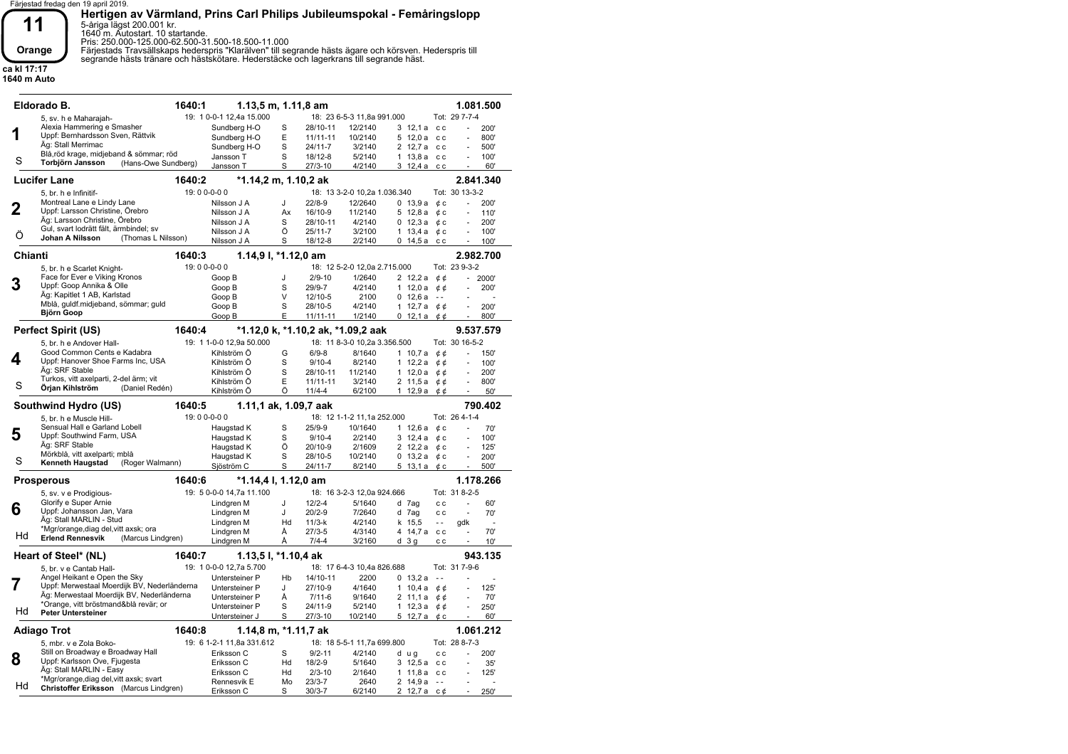Färjestad fredag den 19 april 2019.

# 11 Orange

ca kl 17:17
1640 m Auto

## Hertigen av Värmland, Prins Carl Philips Jubileumspokal - Femåringslopp

5-åriga lägst 200.001 kr.
1640 m. Autostart. 10 startande.
Pris: 250.000-125.000-62.500-31.500-18.500-11.000
Färjestads Travsällskaps hederspris "Klarälven" till segrande hästs ägare och körsven. Hederspris till segrande hästs tränare och hästskötare. Hederstäcke och lagerkrans till segrande häst.

---

### 1 Eldorado B. — 1640:1 — 1.13,5 m, 1.11,8 am — 1.081.500

5, sv. h e Maharajah-
Alexia Hammering e Smasher
Uppf: Bernhardsson Sven, Rättvik
Äg: Stall Merrimac
Blå,röd krage, midjeband & sömmar; röd
**Torbjörn Jansson** (Hans-Owe Sundberg)
S

19: 1 0-0-1 12,4a 15.000 — 18: 23 6-5-3 11,8a 991.000 — Tot: 29 7-7-4

| Kusk | Bana | Datum | Lopp | Plac/Tid | Sko | Odds | Pris |
|---|---|---|---|---|---|---|---|
| Sundberg H-O | S | 28/10-11 | 12/2140 | 3 12,1 a | c c | - | 200' |
| Sundberg H-O | E | 11/11-11 | 10/2140 | 5 12,0 a | c c | - | 800' |
| Sundberg H-O | S | 24/11-7 | 3/2140 | 2 12,7 a | c c | - | 500' |
| Jansson T | S | 18/12-8 | 5/2140 | 1 13,8 a | c c | - | 100' |
| Jansson T | S | 27/3-10 | 4/2140 | 3 12,4 a | c c | - | 60' |

### 2 Lucifer Lane — 1640:2 — *1.14,2 m, 1.10,2 ak — 2.841.340

5, br. h e Infinitif-
Montreal Lane e Lindy Lane
Uppf: Larsson Christine, Örebro
Äg: Larsson Christine, Örebro
Gul, svart lodrätt fält, ärmbindel; sv
**Johan A Nilsson** (Thomas L Nilsson)
Ö

19: 0 0-0-0 0 — 18: 13 3-2-0 10,2a 1.036.340 — Tot: 30 13-3-2

| Kusk | Bana | Datum | Lopp | Plac/Tid | Sko | Odds | Pris |
|---|---|---|---|---|---|---|---|
| Nilsson J A | J | 22/8-9 | 12/2640 | 0 13,9 a | ¢ c | - | 200' |
| Nilsson J A | Ax | 16/10-9 | 11/2140 | 5 12,8 a | ¢ c | - | 110' |
| Nilsson J A | S | 28/10-11 | 4/2140 | 0 12,3 a | ¢ c | - | 200' |
| Nilsson J A | Ö | 25/11-7 | 3/2100 | 1 13,4 a | ¢ c | - | 100' |
| Nilsson J A | S | 18/12-8 | 2/2140 | 0 14,5 a | c c | - | 100' |

### 3 Chianti — 1640:3 — 1.14,9 l, *1.12,0 am — 2.982.700

5, br. h e Scarlet Knight-
Face for Ever e Viking Kronos
Uppf: Goop Annika & Olle
Äg: Kapitlet 1 AB, Karlstad
Mblå, guldf.midjeband, sömmar; guld
**Björn Goop**

19: 0 0-0-0 0 — 18: 12 5-2-0 12,0a 2.715.000 — Tot: 23 9-3-2

| Kusk | Bana | Datum | Lopp | Plac/Tid | Sko | Odds | Pris |
|---|---|---|---|---|---|---|---|
| Goop B | J | 2/9-10 | 1/2640 | 2 12,2 a | ¢ ¢ | - | 2000' |
| Goop B | S | 29/9-7 | 4/2140 | 1 12,0 a | ¢ ¢ | - | 200' |
| Goop B | V | 12/10-5 | 2100 | 0 12,6 a | - - | - | - |
| Goop B | S | 28/10-5 | 4/2140 | 1 12,7 a | ¢ ¢ | - | 200' |
| Goop B | E | 11/11-11 | 1/2140 | 0 12,1 a | ¢ ¢ | - | 800' |

### 4 Perfect Spirit (US) — 1640:4 — *1.12,0 k, *1.10,2 ak, *1.09,2 aak — 9.537.579

5, br. h e Andover Hall-
Good Common Cents e Kadabra
Uppf: Hanover Shoe Farms Inc, USA
Äg: SRF Stable
Turkos, vitt axelparti, 2-del ärm; vit
**Örjan Kihlström** (Daniel Redén)
S

19: 1 1-0-0 12,9a 50.000 — 18: 11 8-3-0 10,2a 3.356.500 — Tot: 30 16-5-2

| Kusk | Bana | Datum | Lopp | Plac/Tid | Sko | Odds | Pris |
|---|---|---|---|---|---|---|---|
| Kihlström Ö | G | 6/9-8 | 8/1640 | 1 10,7 a | ¢ ¢ | - | 150' |
| Kihlström Ö | S | 9/10-4 | 8/2140 | 1 12,2 a | ¢ ¢ | - | 100' |
| Kihlström Ö | S | 28/10-11 | 11/2140 | 1 12,0 a | ¢ ¢ | - | 200' |
| Kihlström Ö | E | 11/11-11 | 3/2140 | 2 11,5 a | ¢ ¢ | - | 800' |
| Kihlström Ö | Ö | 11/4-4 | 6/2100 | 1 12,9 a | ¢ ¢ | - | 50' |

### 5 Southwind Hydro (US) — 1640:5 — 1.11,1 ak, 1.09,7 aak — 790.402

5, br. h e Muscle Hill-
Sensual Hall e Garland Lobell
Uppf: Southwind Farm, USA
Äg: SRF Stable
Mörkblå, vitt axelparti; mblå
**Kenneth Haugstad** (Roger Walmann)
S

19: 0 0-0-0 0 — 18: 12 1-1-2 11,1a 252.000 — Tot: 26 4-1-4

| Kusk | Bana | Datum | Lopp | Plac/Tid | Sko | Odds | Pris |
|---|---|---|---|---|---|---|---|
| Haugstad K | S | 25/9-9 | 10/1640 | 1 12,6 a | ¢ c | - | 70' |
| Haugstad K | S | 9/10-4 | 2/2140 | 3 12,4 a | ¢ c | - | 100' |
| Haugstad K | Ö | 20/10-9 | 2/1609 | 2 12,2 a | ¢ c | - | 125' |
| Haugstad K | S | 28/10-5 | 10/2140 | 0 13,2 a | ¢ c | - | 200' |
| Sjöström C | S | 24/11-7 | 8/2140 | 5 13,1 a | ¢ c | - | 500' |

### 6 Prosperous — 1640:6 — *1.14,4 l, 1.12,0 am — 1.178.266

5, sv. v e Prodigious-
Glorify e Super Arnie
Uppf: Johansson Jan, Vara
Äg: Stall MARLIN - Stud
*Mgr/orange,diag del,vitt axsk; ora
**Erlend Rennesvik** (Marcus Lindgren)
Hd

19: 5 0-0-0 14,7a 11.100 — 18: 16 3-2-3 12,0a 924.666 — Tot: 31 8-2-5

| Kusk | Bana | Datum | Lopp | Plac/Tid | Sko | Odds | Pris |
|---|---|---|---|---|---|---|---|
| Lindgren M | J | 12/2-4 | 5/1640 | d 7ag | c c | - | 60' |
| Lindgren M | J | 20/2-9 | 7/2640 | d 7ag | c c | - | 70' |
| Lindgren M | Hd | 11/3-k | 4/2140 | k 15,5 | - - | gdk | - |
| Lindgren M | Å | 27/3-5 | 4/3140 | 4 14,7 a | c c | - | 70' |
| Lindgren M | Å | 7/4-4 | 3/2160 | d 3 g | c c | - | 10' |

### 7 Heart of Steel* (NL) — 1640:7 — 1.13,5 l, *1.10,4 ak — 943.135

5, br. v e Cantab Hall-
Angel Heikant e Open the Sky
Uppf: Merwestaal Moerdijk BV, Nederländerna
Äg: Merwestaal Moerdijk BV, Nederländerna
*Orange, vitt bröstmand&blå revär; or
**Peter Untersteiner**
Hd

19: 1 0-0-0 12,7a 5.700 — 18: 17 6-4-3 10,4a 826.688 — Tot: 31 7-9-6

| Kusk | Bana | Datum | Lopp | Plac/Tid | Sko | Odds | Pris |
|---|---|---|---|---|---|---|---|
| Untersteiner P | Hb | 14/10-11 | 2200 | 0 13,2 a | - - | - | - |
| Untersteiner P | J | 27/10-9 | 4/1640 | 1 10,4 a | ¢ ¢ | - | 125' |
| Untersteiner P | Å | 7/11-6 | 9/1640 | 2 11,1 a | ¢ ¢ | - | 70' |
| Untersteiner P | S | 24/11-9 | 5/2140 | 1 12,3 a | ¢ ¢ | - | 250' |
| Untersteiner J | S | 27/3-10 | 10/2140 | 5 12,7 a | ¢ c | - | 60' |

### 8 Adiago Trot — 1640:8 — 1.14,8 m, *1.11,7 ak — 1.061.212

5, mbr. v e Zola Boko-
Still on Broadway e Broadway Hall
Uppf: Karlsson Ove, Fjugesta
Äg: Stall MARLIN - Easy
*Mgr/orange,diag del,vitt axsk; svart
**Christoffer Eriksson** (Marcus Lindgren)
Hd

19: 6 1-2-1 11,8a 331.612 — 18: 18 5-5-1 11,7a 699.800 — Tot: 28 8-7-3

| Kusk | Bana | Datum | Lopp | Plac/Tid | Sko | Odds | Pris |
|---|---|---|---|---|---|---|---|
| Eriksson C | S | 9/2-11 | 4/2140 | d u g | c c | - | 200' |
| Eriksson C | Hd | 18/2-9 | 5/1640 | 3 12,5 a | c c | - | 35' |
| Eriksson C | Hd | 2/3-10 | 2/1640 | 1 11,8 a | c c | - | 125' |
| Rennesvik E | Mo | 23/3-7 | 2640 | 2 14,9 a | - - | - | - |
| Eriksson C | S | 30/3-7 | 6/2140 | 2 12,7 a | c ¢ | - | 250' |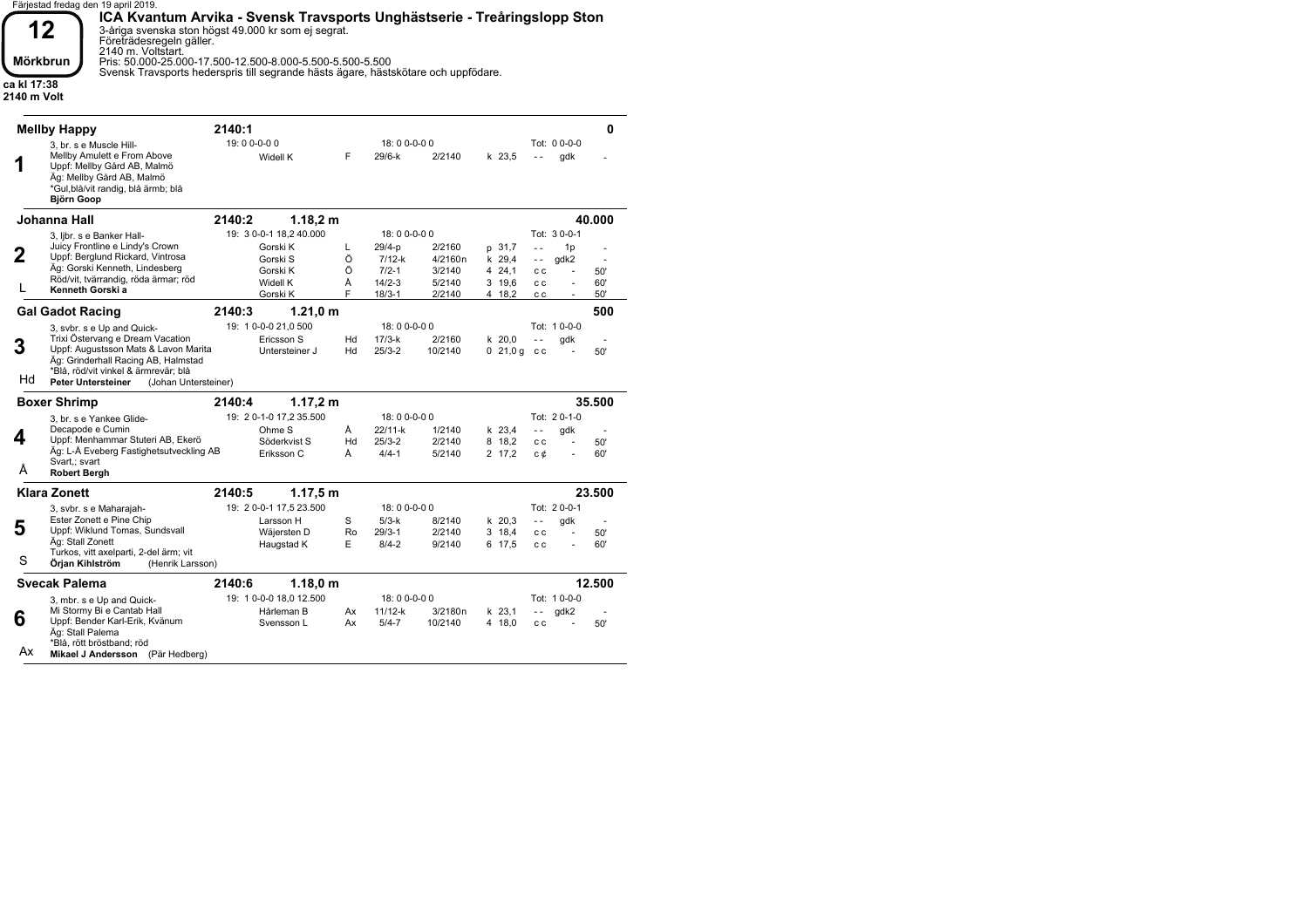Färjestad fredag den 19 april 2019.

**12**

**Mörkbrun**

ca kl 17:38

2140 m Volt

## ICA Kvantum Arvika - Svensk Travsports Unghästserie - Treåringslopp Ston

3-åriga svenska ston högst 49.000 kr som ej segrat.
Företrädesregeln gäller.
2140 m. Voltstart.
Pris: 50.000-25.000-17.500-12.500-8.000-5.500-5.500-5.500
Svensk Travsports hederspris till segrande hästs ägare, hästskötare och uppfödare.

---

### 1 Mellby Happy — 2140:1 — 0

3, br. s e Muscle Hill-
Mellby Amulett e From Above
Uppf: Mellby Gård AB, Malmö
Äg: Mellby Gård AB, Malmö
*Gul,blå/vit randig, blå ärmb; blå
**Björn Goop**

19: 0 0-0-0 0 — 18: 0 0-0-0 0 — Tot: 0 0-0-0

| | | | | | | | |
|---|---|---|---|---|---|---|---|
| Widell K | F | 29/6-k | 2/2140 | k 23,5 | - - | gdk | - |

---

### 2 Johanna Hall — 2140:2 — 1.18,2 m — 40.000

3, ljbr. s e Banker Hall-
Juicy Frontline e Lindy's Crown
Uppf: Berglund Rickard, Vintrosa
Äg: Gorski Kenneth, Lindesberg
Röd/vit, tvärrandig, röda ärmar; röd
**Kenneth Gorski a**

L

19: 3 0-0-1 18,2 40.000 — 18: 0 0-0-0 0 — Tot: 3 0-0-1

| | | | | | | | |
|---|---|---|---|---|---|---|---|
| Gorski K | L | 29/4-p | 2/2160 | p 31,7 | - - | 1p | - |
| Gorski S | Ö | 7/12-k | 4/2160n | k 29,4 | - - | gdk2 | - |
| Gorski K | Ö | 7/2-1 | 3/2140 | 4 24,1 | c c | - | 50' |
| Widell K | Å | 14/2-3 | 5/2140 | 3 19,6 | c c | - | 60' |
| Gorski K | F | 18/3-1 | 2/2140 | 4 18,2 | c c | - | 50' |

---

### 3 Gal Gadot Racing — 2140:3 — 1.21,0 m — 500

3, svbr. s e Up and Quick-
Trixi Östervang e Dream Vacation
Uppf: Augustsson Mats & Lavon Marita
Äg: Grinderhall Racing AB, Halmstad
*Blå, röd/vit vinkel & ärmrevär; blå
**Peter Untersteiner** (Johan Untersteiner)

Hd

19: 1 0-0-0 21,0 500 — 18: 0 0-0-0 0 — Tot: 1 0-0-0

| | | | | | | | |
|---|---|---|---|---|---|---|---|
| Ericsson S | Hd | 17/3-k | 2/2160 | k 20,0 | - - | gdk | - |
| Untersteiner J | Hd | 25/3-2 | 10/2140 | 0 21,0 g | c c | - | 50' |

---

### 4 Boxer Shrimp — 2140:4 — 1.17,2 m — 35.500

3, br. s e Yankee Glide-
Decapode e Cumin
Uppf: Menhammar Stuteri AB, Ekerö
Äg: L-Å Eveberg Fastighetsutveckling AB
Svart,; svart
**Robert Bergh**

Å

19: 2 0-1-0 17,2 35.500 — 18: 0 0-0-0 0 — Tot: 2 0-1-0

| | | | | | | | |
|---|---|---|---|---|---|---|---|
| Ohme S | Å | 22/11-k | 1/2140 | k 23,4 | - - | gdk | - |
| Söderkvist S | Hd | 25/3-2 | 2/2140 | 8 18,2 | c c | - | 50' |
| Eriksson C | Å | 4/4-1 | 5/2140 | 2 17,2 | c ¢ | - | 60' |

---

### 5 Klara Zonett — 2140:5 — 1.17,5 m — 23.500

3, svbr. s e Maharajah-
Ester Zonett e Pine Chip
Uppf: Wiklund Tomas, Sundsvall
Äg: Stall Zonett
Turkos, vitt axelparti, 2-del ärm; vit
**Örjan Kihlström** (Henrik Larsson)

S

19: 2 0-0-1 17,5 23.500 — 18: 0 0-0-0 0 — Tot: 2 0-0-1

| | | | | | | | |
|---|---|---|---|---|---|---|---|
| Larsson H | S | 5/3-k | 8/2140 | k 20,3 | - - | gdk | - |
| Wäjersten D | Ro | 29/3-1 | 2/2140 | 3 18,4 | c c | - | 50' |
| Haugstad K | E | 8/4-2 | 9/2140 | 6 17,5 | c c | - | 60' |

---

### 6 Svecak Palema — 2140:6 — 1.18,0 m — 12.500

3, mbr. s e Up and Quick-
Mi Stormy Bi e Cantab Hall
Uppf: Bender Karl-Erik, Kvänum
Äg: Stall Palema
*Blå, rött bröstband; röd
**Mikael J Andersson** (Pär Hedberg)

Ax

19: 1 0-0-0 18,0 12.500 — 18: 0 0-0-0 0 — Tot: 1 0-0-0

| | | | | | | | |
|---|---|---|---|---|---|---|---|
| Härleman B | Ax | 11/12-k | 3/2180n | k 23,1 | - - | gdk2 | - |
| Svensson L | Ax | 5/4-7 | 10/2140 | 4 18,0 | c c | - | 50' |